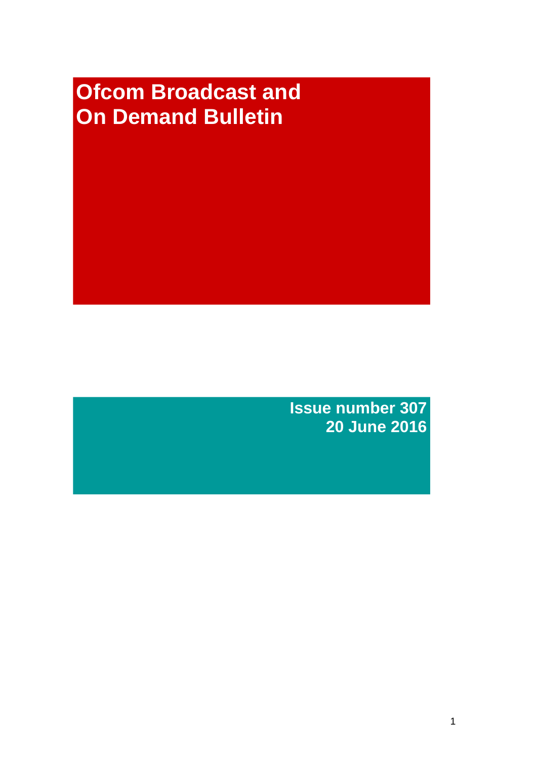# Ofcom Broadcast and On Demand Bulletin

**Issue number 307**
**20 June 2016**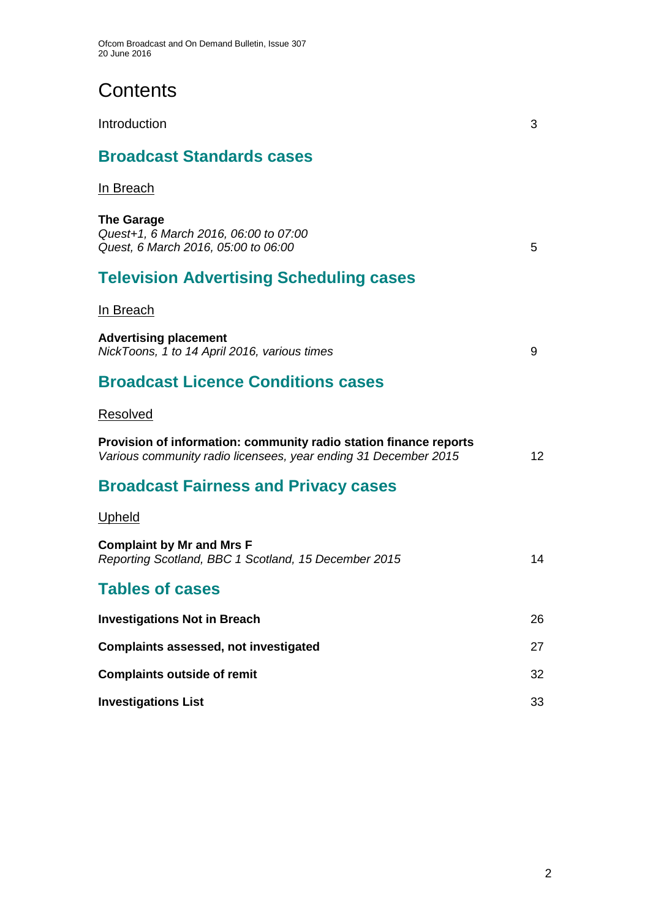# Contents

Introduction 3

## Broadcast Standards cases

In Breach

**The Garage**
*Quest+1, 6 March 2016, 06:00 to 07:00*
*Quest, 6 March 2016, 05:00 to 06:00* 5

## Television Advertising Scheduling cases

In Breach

**Advertising placement**
*NickToons, 1 to 14 April 2016, various times* 9

## Broadcast Licence Conditions cases

Resolved

**Provision of information: community radio station finance reports**
*Various community radio licensees, year ending 31 December 2015* 12

## Broadcast Fairness and Privacy cases

Upheld

**Complaint by Mr and Mrs F**
*Reporting Scotland, BBC 1 Scotland, 15 December 2015* 14

## Tables of cases

**Investigations Not in Breach** 26

**Complaints assessed, not investigated** 27

**Complaints outside of remit** 32

**Investigations List** 33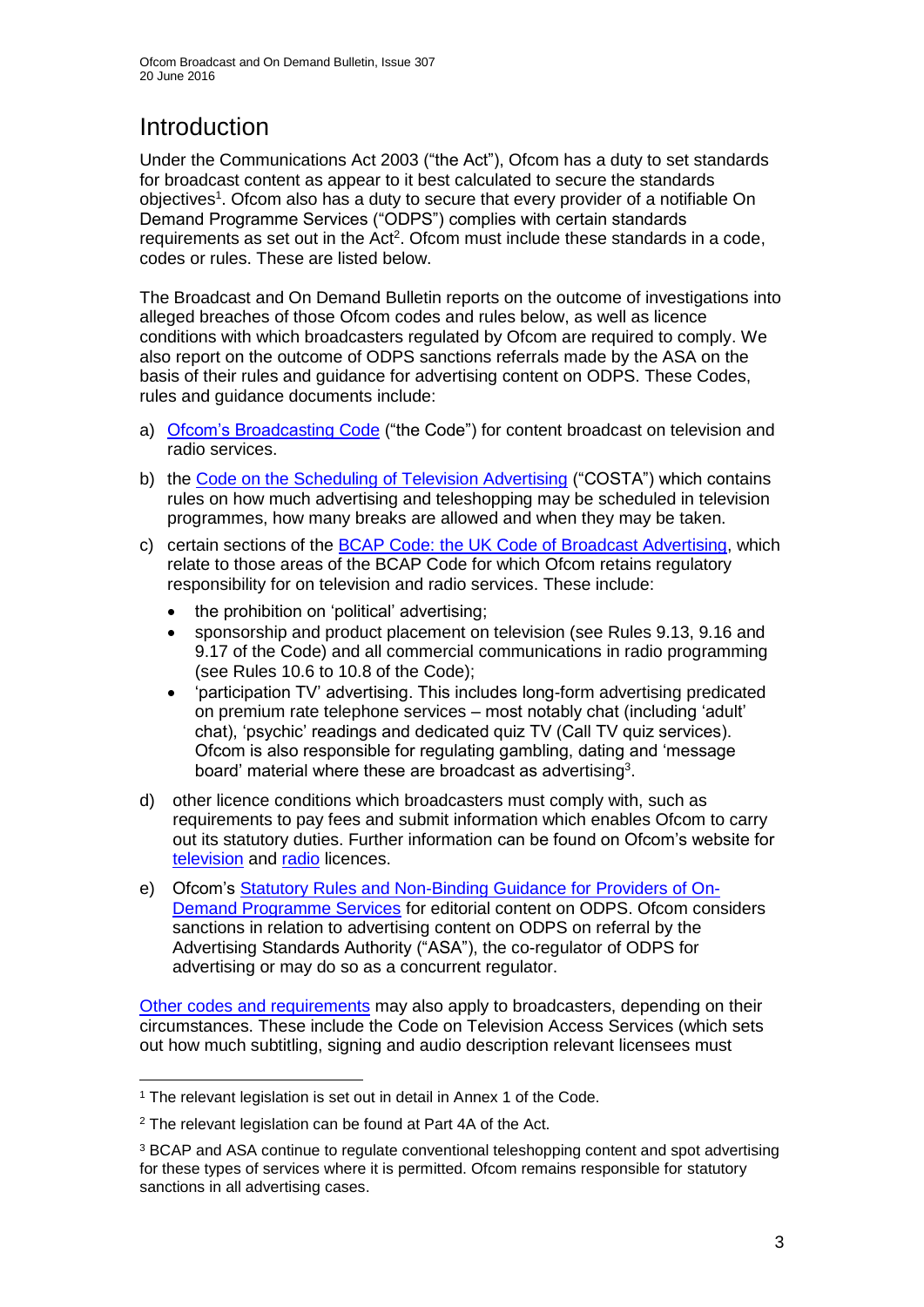# Introduction

Under the Communications Act 2003 ("the Act"), Ofcom has a duty to set standards for broadcast content as appear to it best calculated to secure the standards objectives[1]. Ofcom also has a duty to secure that every provider of a notifiable On Demand Programme Services ("ODPS") complies with certain standards requirements as set out in the Act[2]. Ofcom must include these standards in a code, codes or rules. These are listed below.

The Broadcast and On Demand Bulletin reports on the outcome of investigations into alleged breaches of those Ofcom codes and rules below, as well as licence conditions with which broadcasters regulated by Ofcom are required to comply. We also report on the outcome of ODPS sanctions referrals made by the ASA on the basis of their rules and guidance for advertising content on ODPS. These Codes, rules and guidance documents include:

a) Ofcom's Broadcasting Code ("the Code") for content broadcast on television and radio services.

b) the Code on the Scheduling of Television Advertising ("COSTA") which contains rules on how much advertising and teleshopping may be scheduled in television programmes, how many breaks are allowed and when they may be taken.

c) certain sections of the BCAP Code: the UK Code of Broadcast Advertising, which relate to those areas of the BCAP Code for which Ofcom retains regulatory responsibility for on television and radio services. These include:
   - the prohibition on 'political' advertising;
   - sponsorship and product placement on television (see Rules 9.13, 9.16 and 9.17 of the Code) and all commercial communications in radio programming (see Rules 10.6 to 10.8 of the Code);
   - 'participation TV' advertising. This includes long-form advertising predicated on premium rate telephone services – most notably chat (including 'adult' chat), 'psychic' readings and dedicated quiz TV (Call TV quiz services). Ofcom is also responsible for regulating gambling, dating and 'message board' material where these are broadcast as advertising[3].

d) other licence conditions which broadcasters must comply with, such as requirements to pay fees and submit information which enables Ofcom to carry out its statutory duties. Further information can be found on Ofcom's website for television and radio licences.

e) Ofcom's Statutory Rules and Non-Binding Guidance for Providers of On-Demand Programme Services for editorial content on ODPS. Ofcom considers sanctions in relation to advertising content on ODPS on referral by the Advertising Standards Authority ("ASA"), the co-regulator of ODPS for advertising or may do so as a concurrent regulator.

Other codes and requirements may also apply to broadcasters, depending on their circumstances. These include the Code on Television Access Services (which sets out how much subtitling, signing and audio description relevant licensees must

---

[1] The relevant legislation is set out in detail in Annex 1 of the Code.

[2] The relevant legislation can be found at Part 4A of the Act.

[3] BCAP and ASA continue to regulate conventional teleshopping content and spot advertising for these types of services where it is permitted. Ofcom remains responsible for statutory sanctions in all advertising cases.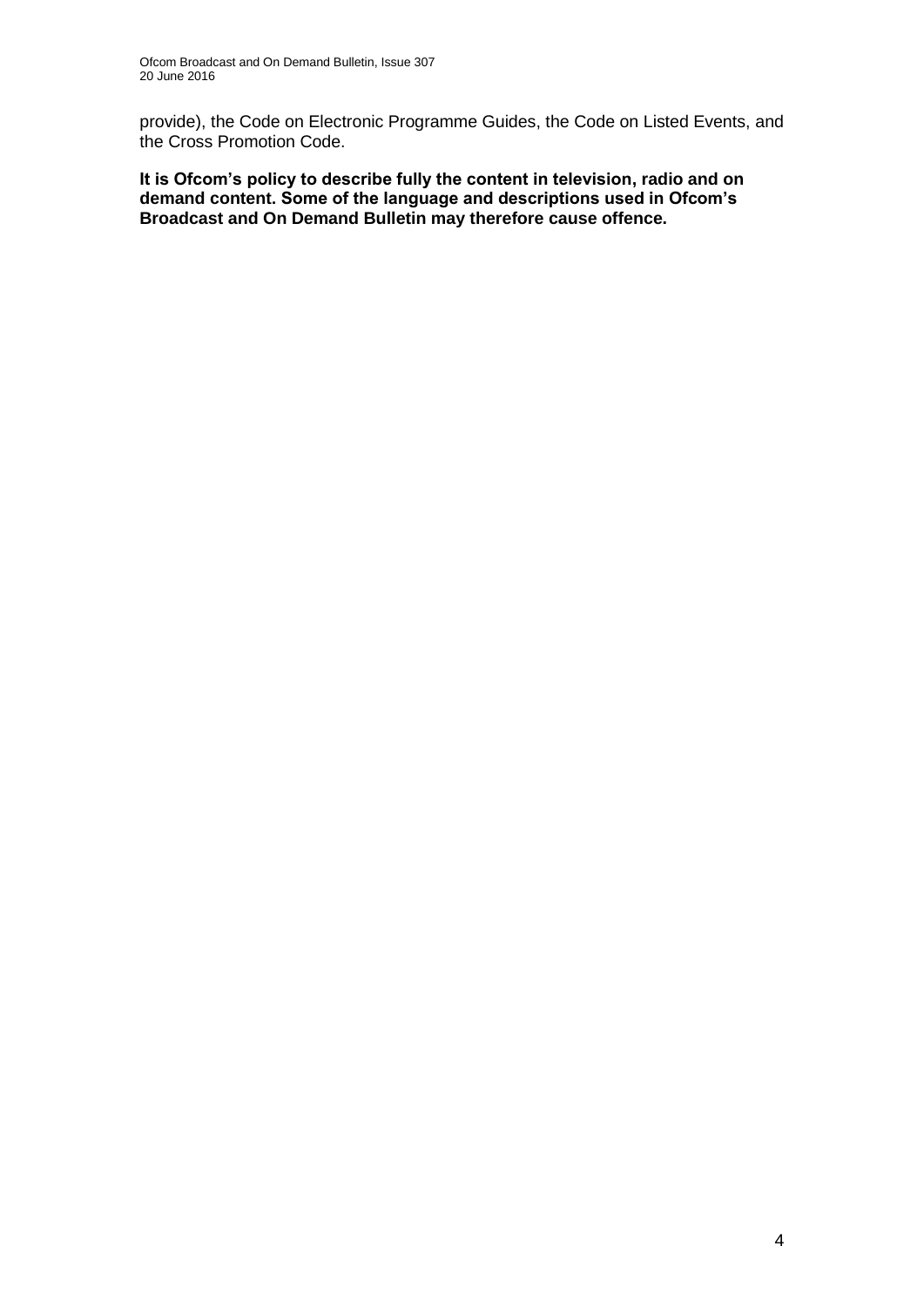provide), the Code on Electronic Programme Guides, the Code on Listed Events, and the Cross Promotion Code.

**It is Ofcom's policy to describe fully the content in television, radio and on demand content. Some of the language and descriptions used in Ofcom's Broadcast and On Demand Bulletin may therefore cause offence.**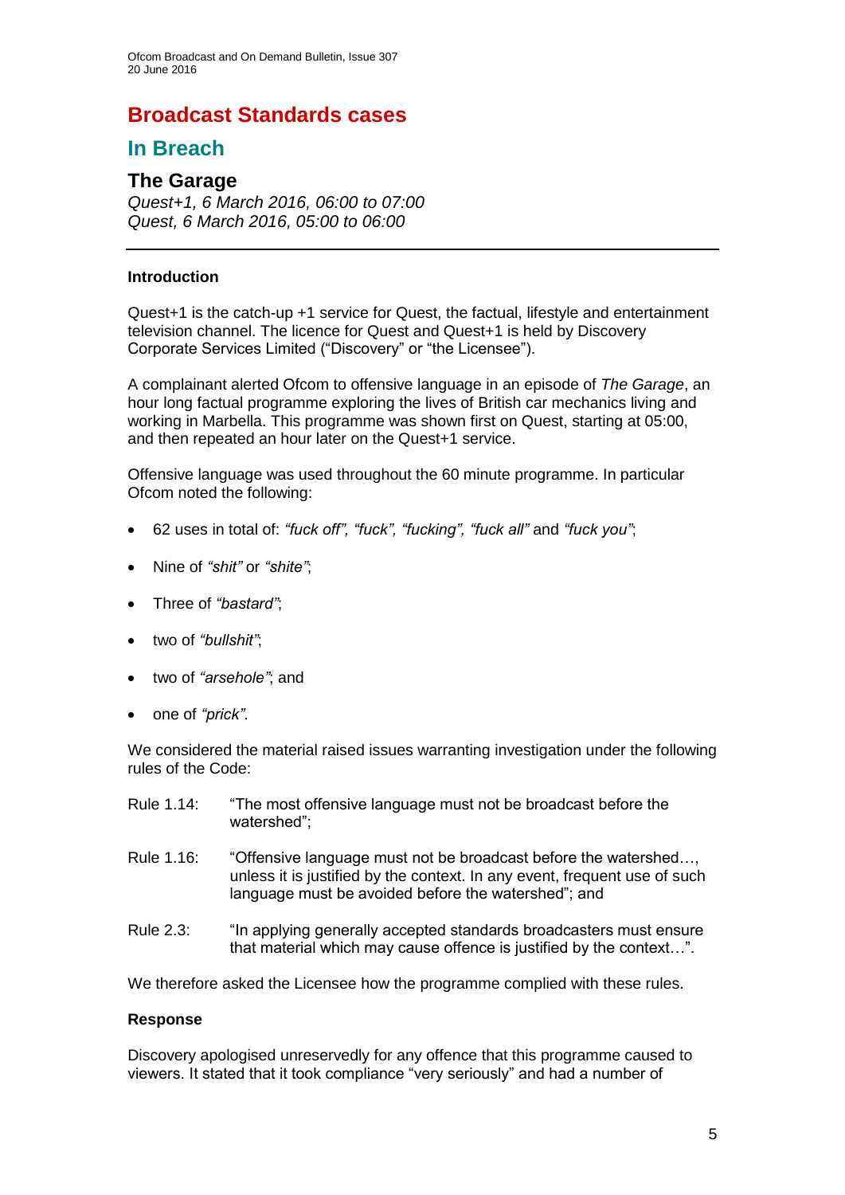# Broadcast Standards cases

## In Breach

### The Garage

*Quest+1, 6 March 2016, 06:00 to 07:00*
*Quest, 6 March 2016, 05:00 to 06:00*

---

**Introduction**

Quest+1 is the catch-up +1 service for Quest, the factual, lifestyle and entertainment television channel. The licence for Quest and Quest+1 is held by Discovery Corporate Services Limited ("Discovery" or "the Licensee").

A complainant alerted Ofcom to offensive language in an episode of *The Garage*, an hour long factual programme exploring the lives of British car mechanics living and working in Marbella. This programme was shown first on Quest, starting at 05:00, and then repeated an hour later on the Quest+1 service.

Offensive language was used throughout the 60 minute programme. In particular Ofcom noted the following:

- 62 uses in total of: *"fuck off", "fuck", "fucking", "fuck all"* and *"fuck you"*;
- Nine of *"shit"* or *"shite"*;
- Three of *"bastard"*;
- two of *"bullshit"*;
- two of *"arsehole"*; and
- one of *"prick"*.

We considered the material raised issues warranting investigation under the following rules of the Code:

Rule 1.14: "The most offensive language must not be broadcast before the watershed";

Rule 1.16: "Offensive language must not be broadcast before the watershed…, unless it is justified by the context. In any event, frequent use of such language must be avoided before the watershed"; and

Rule 2.3: "In applying generally accepted standards broadcasters must ensure that material which may cause offence is justified by the context…".

We therefore asked the Licensee how the programme complied with these rules.

**Response**

Discovery apologised unreservedly for any offence that this programme caused to viewers. It stated that it took compliance "very seriously" and had a number of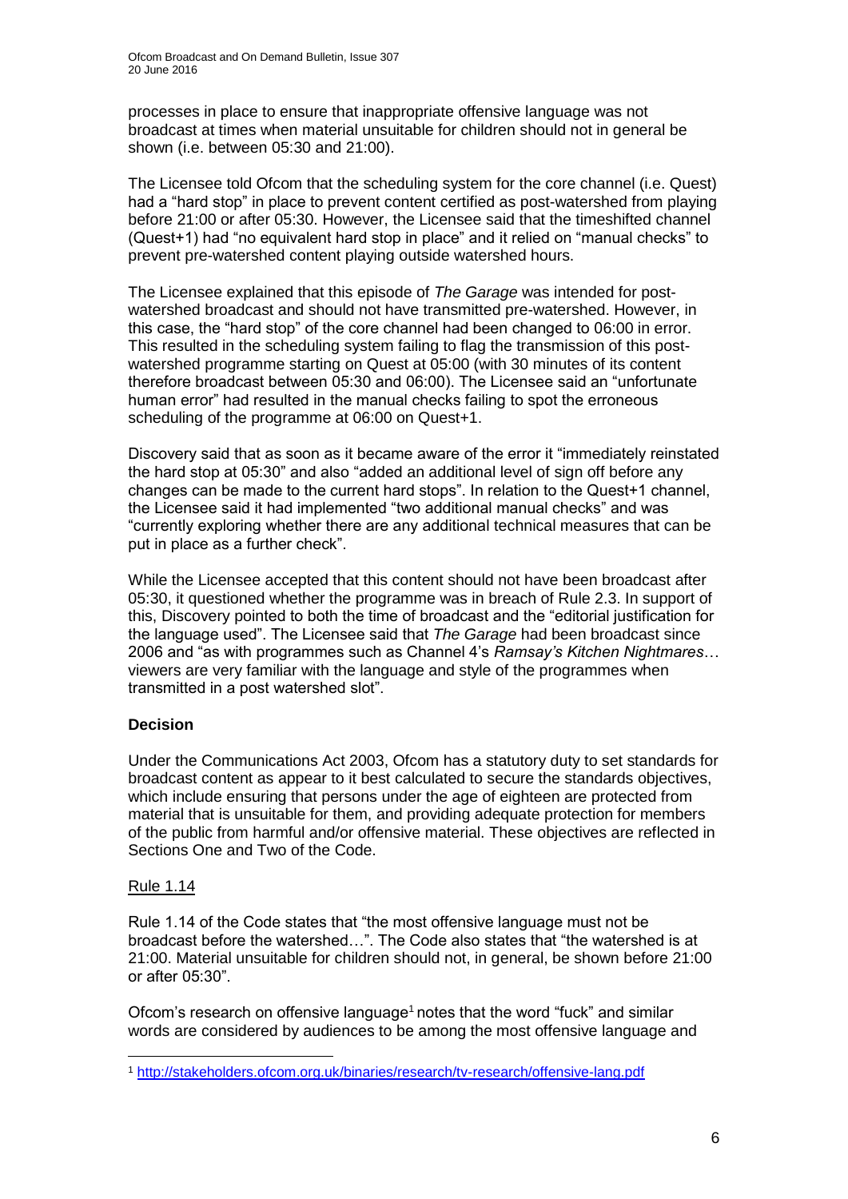processes in place to ensure that inappropriate offensive language was not broadcast at times when material unsuitable for children should not in general be shown (i.e. between 05:30 and 21:00).

The Licensee told Ofcom that the scheduling system for the core channel (i.e. Quest) had a "hard stop" in place to prevent content certified as post-watershed from playing before 21:00 or after 05:30. However, the Licensee said that the timeshifted channel (Quest+1) had "no equivalent hard stop in place" and it relied on "manual checks" to prevent pre-watershed content playing outside watershed hours.

The Licensee explained that this episode of *The Garage* was intended for post-watershed broadcast and should not have transmitted pre-watershed. However, in this case, the "hard stop" of the core channel had been changed to 06:00 in error. This resulted in the scheduling system failing to flag the transmission of this post-watershed programme starting on Quest at 05:00 (with 30 minutes of its content therefore broadcast between 05:30 and 06:00). The Licensee said an "unfortunate human error" had resulted in the manual checks failing to spot the erroneous scheduling of the programme at 06:00 on Quest+1.

Discovery said that as soon as it became aware of the error it "immediately reinstated the hard stop at 05:30" and also "added an additional level of sign off before any changes can be made to the current hard stops". In relation to the Quest+1 channel, the Licensee said it had implemented "two additional manual checks" and was "currently exploring whether there are any additional technical measures that can be put in place as a further check".

While the Licensee accepted that this content should not have been broadcast after 05:30, it questioned whether the programme was in breach of Rule 2.3. In support of this, Discovery pointed to both the time of broadcast and the "editorial justification for the language used". The Licensee said that *The Garage* had been broadcast since 2006 and "as with programmes such as Channel 4's *Ramsay's Kitchen Nightmares*… viewers are very familiar with the language and style of the programmes when transmitted in a post watershed slot".

## Decision

Under the Communications Act 2003, Ofcom has a statutory duty to set standards for broadcast content as appear to it best calculated to secure the standards objectives, which include ensuring that persons under the age of eighteen are protected from material that is unsuitable for them, and providing adequate protection for members of the public from harmful and/or offensive material. These objectives are reflected in Sections One and Two of the Code.

### Rule 1.14

Rule 1.14 of the Code states that "the most offensive language must not be broadcast before the watershed…". The Code also states that "the watershed is at 21:00. Material unsuitable for children should not, in general, be shown before 21:00 or after 05:30".

Ofcom's research on offensive language[1] notes that the word "fuck" and similar words are considered by audiences to be among the most offensive language and

[1] http://stakeholders.ofcom.org.uk/binaries/research/tv-research/offensive-lang.pdf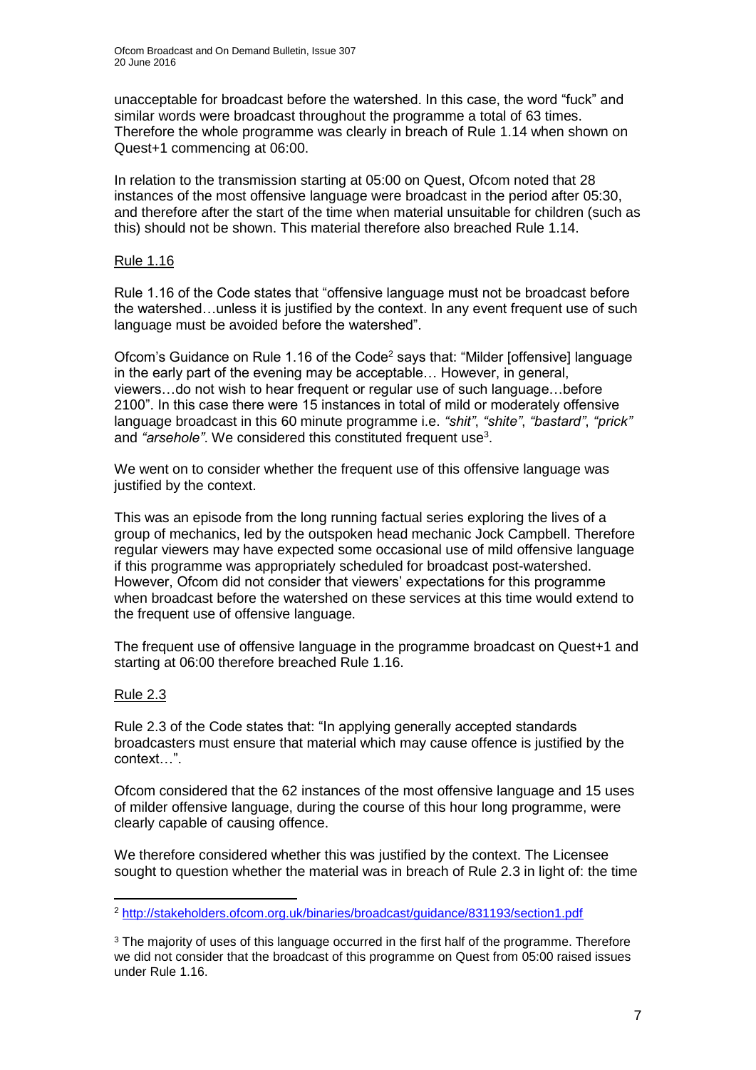unacceptable for broadcast before the watershed. In this case, the word "fuck" and similar words were broadcast throughout the programme a total of 63 times. Therefore the whole programme was clearly in breach of Rule 1.14 when shown on Quest+1 commencing at 06:00.

In relation to the transmission starting at 05:00 on Quest, Ofcom noted that 28 instances of the most offensive language were broadcast in the period after 05:30, and therefore after the start of the time when material unsuitable for children (such as this) should not be shown. This material therefore also breached Rule 1.14.

Rule 1.16

Rule 1.16 of the Code states that "offensive language must not be broadcast before the watershed…unless it is justified by the context. In any event frequent use of such language must be avoided before the watershed".

Ofcom's Guidance on Rule 1.16 of the Code[2] says that: "Milder [offensive] language in the early part of the evening may be acceptable… However, in general, viewers…do not wish to hear frequent or regular use of such language…before 2100". In this case there were 15 instances in total of mild or moderately offensive language broadcast in this 60 minute programme i.e. *"shit"*, *"shite"*, *"bastard"*, *"prick"* and *"arsehole"*. We considered this constituted frequent use[3].

We went on to consider whether the frequent use of this offensive language was justified by the context.

This was an episode from the long running factual series exploring the lives of a group of mechanics, led by the outspoken head mechanic Jock Campbell. Therefore regular viewers may have expected some occasional use of mild offensive language if this programme was appropriately scheduled for broadcast post-watershed. However, Ofcom did not consider that viewers' expectations for this programme when broadcast before the watershed on these services at this time would extend to the frequent use of offensive language.

The frequent use of offensive language in the programme broadcast on Quest+1 and starting at 06:00 therefore breached Rule 1.16.

Rule 2.3

Rule 2.3 of the Code states that: "In applying generally accepted standards broadcasters must ensure that material which may cause offence is justified by the context…".

Ofcom considered that the 62 instances of the most offensive language and 15 uses of milder offensive language, during the course of this hour long programme, were clearly capable of causing offence.

We therefore considered whether this was justified by the context. The Licensee sought to question whether the material was in breach of Rule 2.3 in light of: the time

---

[2] http://stakeholders.ofcom.org.uk/binaries/broadcast/guidance/831193/section1.pdf

[3] The majority of uses of this language occurred in the first half of the programme. Therefore we did not consider that the broadcast of this programme on Quest from 05:00 raised issues under Rule 1.16.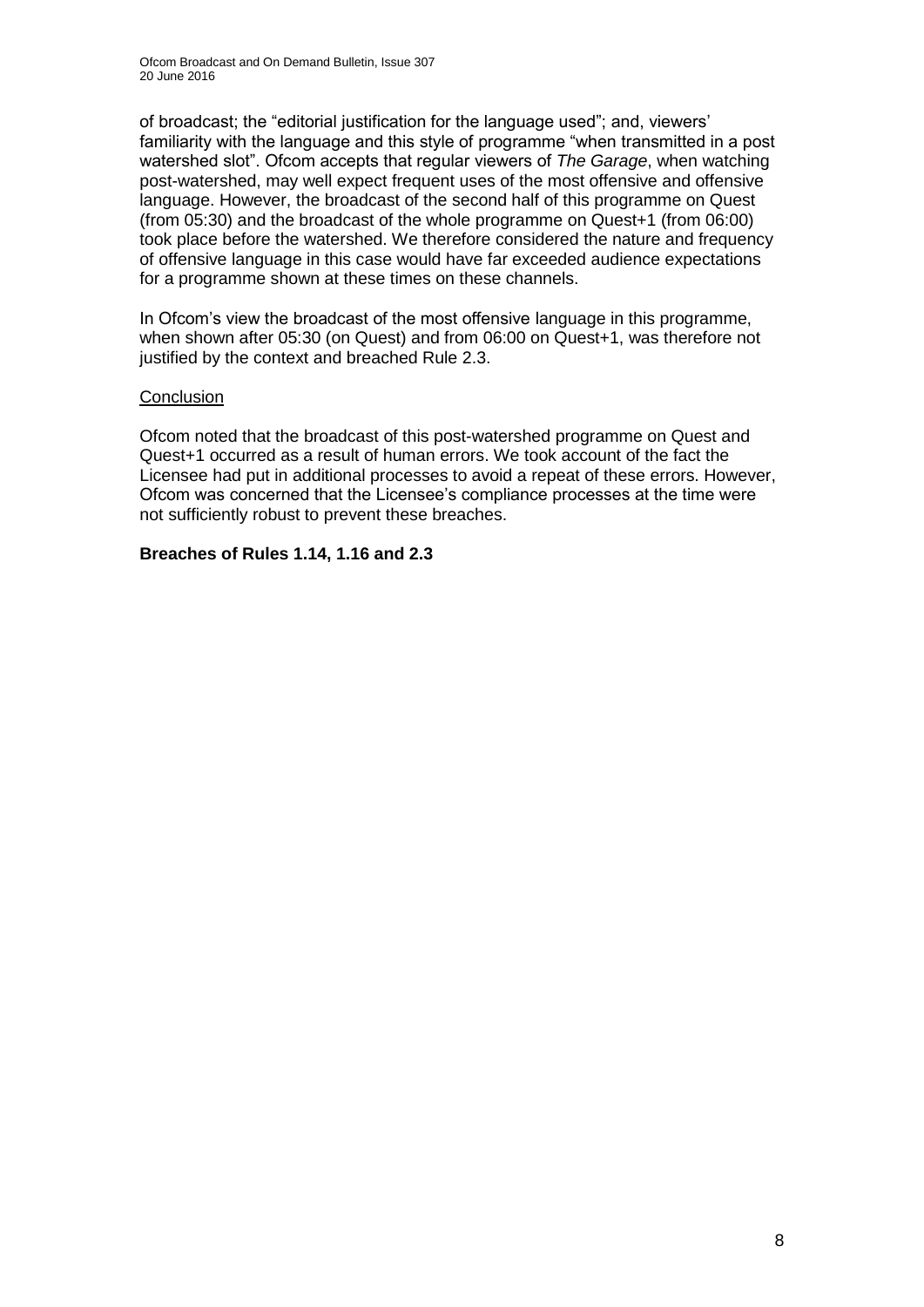of broadcast; the "editorial justification for the language used"; and, viewers' familiarity with the language and this style of programme "when transmitted in a post watershed slot". Ofcom accepts that regular viewers of *The Garage*, when watching post-watershed, may well expect frequent uses of the most offensive and offensive language. However, the broadcast of the second half of this programme on Quest (from 05:30) and the broadcast of the whole programme on Quest+1 (from 06:00) took place before the watershed. We therefore considered the nature and frequency of offensive language in this case would have far exceeded audience expectations for a programme shown at these times on these channels.

In Ofcom's view the broadcast of the most offensive language in this programme, when shown after 05:30 (on Quest) and from 06:00 on Quest+1, was therefore not justified by the context and breached Rule 2.3.

Conclusion

Ofcom noted that the broadcast of this post-watershed programme on Quest and Quest+1 occurred as a result of human errors. We took account of the fact the Licensee had put in additional processes to avoid a repeat of these errors. However, Ofcom was concerned that the Licensee's compliance processes at the time were not sufficiently robust to prevent these breaches.

**Breaches of Rules 1.14, 1.16 and 2.3**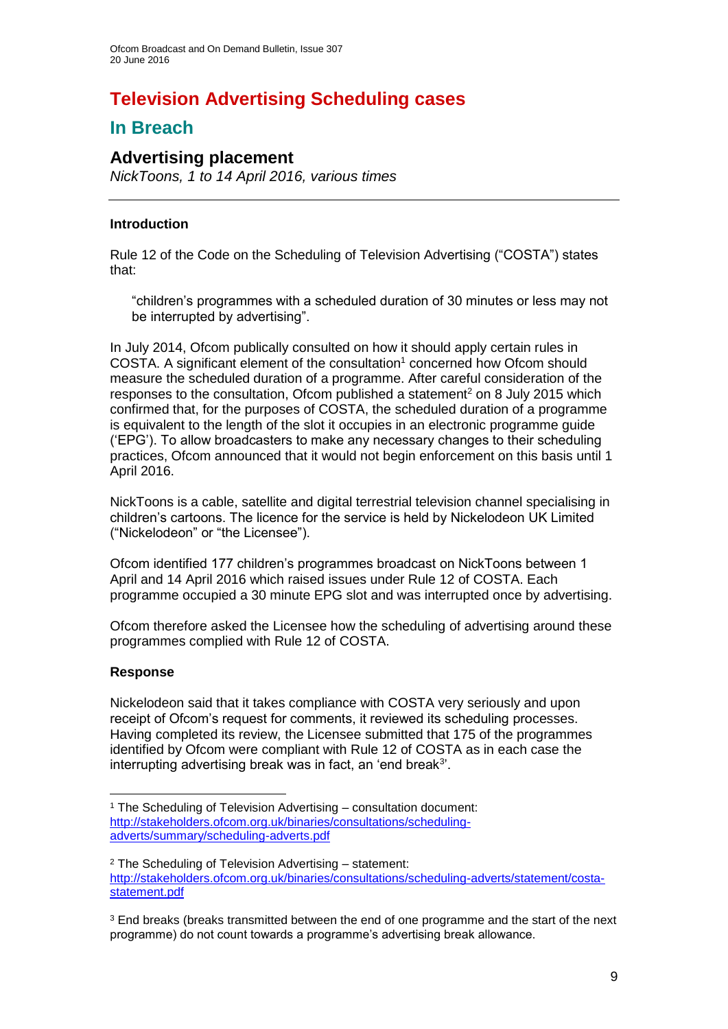# Television Advertising Scheduling cases

## In Breach

### Advertising placement

*NickToons, 1 to 14 April 2016, various times*

---

**Introduction**

Rule 12 of the Code on the Scheduling of Television Advertising ("COSTA") states that:

> "children's programmes with a scheduled duration of 30 minutes or less may not be interrupted by advertising".

In July 2014, Ofcom publically consulted on how it should apply certain rules in COSTA. A significant element of the consultation[1] concerned how Ofcom should measure the scheduled duration of a programme. After careful consideration of the responses to the consultation, Ofcom published a statement[2] on 8 July 2015 which confirmed that, for the purposes of COSTA, the scheduled duration of a programme is equivalent to the length of the slot it occupies in an electronic programme guide ('EPG'). To allow broadcasters to make any necessary changes to their scheduling practices, Ofcom announced that it would not begin enforcement on this basis until 1 April 2016.

NickToons is a cable, satellite and digital terrestrial television channel specialising in children's cartoons. The licence for the service is held by Nickelodeon UK Limited ("Nickelodeon" or "the Licensee").

Ofcom identified 177 children's programmes broadcast on NickToons between 1 April and 14 April 2016 which raised issues under Rule 12 of COSTA. Each programme occupied a 30 minute EPG slot and was interrupted once by advertising.

Ofcom therefore asked the Licensee how the scheduling of advertising around these programmes complied with Rule 12 of COSTA.

**Response**

Nickelodeon said that it takes compliance with COSTA very seriously and upon receipt of Ofcom's request for comments, it reviewed its scheduling processes. Having completed its review, the Licensee submitted that 175 of the programmes identified by Ofcom were compliant with Rule 12 of COSTA as in each case the interrupting advertising break was in fact, an 'end break[3]'.

---

[1] The Scheduling of Television Advertising – consultation document: http://stakeholders.ofcom.org.uk/binaries/consultations/scheduling-adverts/summary/scheduling-adverts.pdf

[2] The Scheduling of Television Advertising – statement: http://stakeholders.ofcom.org.uk/binaries/consultations/scheduling-adverts/statement/costa-statement.pdf

[3] End breaks (breaks transmitted between the end of one programme and the start of the next programme) do not count towards a programme's advertising break allowance.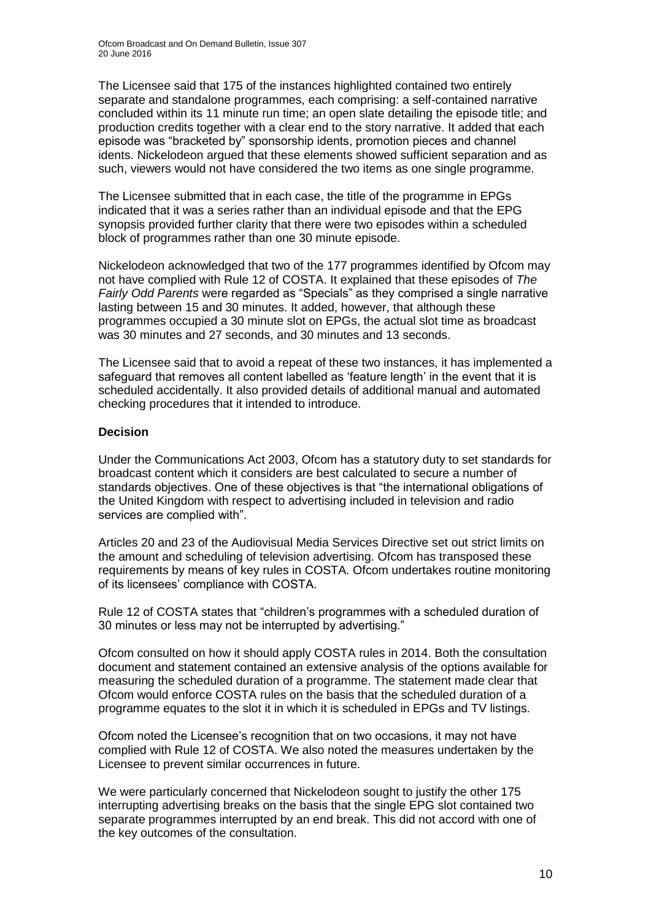The Licensee said that 175 of the instances highlighted contained two entirely separate and standalone programmes, each comprising: a self-contained narrative concluded within its 11 minute run time; an open slate detailing the episode title; and production credits together with a clear end to the story narrative. It added that each episode was "bracketed by" sponsorship idents, promotion pieces and channel idents. Nickelodeon argued that these elements showed sufficient separation and as such, viewers would not have considered the two items as one single programme.

The Licensee submitted that in each case, the title of the programme in EPGs indicated that it was a series rather than an individual episode and that the EPG synopsis provided further clarity that there were two episodes within a scheduled block of programmes rather than one 30 minute episode.

Nickelodeon acknowledged that two of the 177 programmes identified by Ofcom may not have complied with Rule 12 of COSTA. It explained that these episodes of *The Fairly Odd Parents* were regarded as "Specials" as they comprised a single narrative lasting between 15 and 30 minutes. It added, however, that although these programmes occupied a 30 minute slot on EPGs, the actual slot time as broadcast was 30 minutes and 27 seconds, and 30 minutes and 13 seconds.

The Licensee said that to avoid a repeat of these two instances, it has implemented a safeguard that removes all content labelled as 'feature length' in the event that it is scheduled accidentally. It also provided details of additional manual and automated checking procedures that it intended to introduce.

**Decision**

Under the Communications Act 2003, Ofcom has a statutory duty to set standards for broadcast content which it considers are best calculated to secure a number of standards objectives. One of these objectives is that "the international obligations of the United Kingdom with respect to advertising included in television and radio services are complied with".

Articles 20 and 23 of the Audiovisual Media Services Directive set out strict limits on the amount and scheduling of television advertising. Ofcom has transposed these requirements by means of key rules in COSTA. Ofcom undertakes routine monitoring of its licensees' compliance with COSTA.

Rule 12 of COSTA states that "children's programmes with a scheduled duration of 30 minutes or less may not be interrupted by advertising."

Ofcom consulted on how it should apply COSTA rules in 2014. Both the consultation document and statement contained an extensive analysis of the options available for measuring the scheduled duration of a programme. The statement made clear that Ofcom would enforce COSTA rules on the basis that the scheduled duration of a programme equates to the slot it in which it is scheduled in EPGs and TV listings.

Ofcom noted the Licensee's recognition that on two occasions, it may not have complied with Rule 12 of COSTA. We also noted the measures undertaken by the Licensee to prevent similar occurrences in future.

We were particularly concerned that Nickelodeon sought to justify the other 175 interrupting advertising breaks on the basis that the single EPG slot contained two separate programmes interrupted by an end break. This did not accord with one of the key outcomes of the consultation.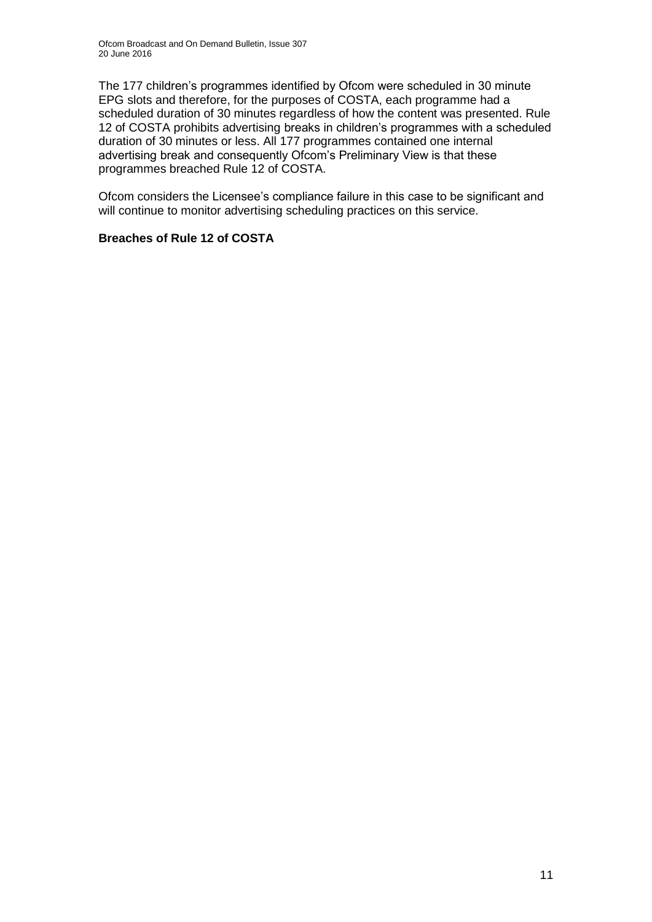The 177 children's programmes identified by Ofcom were scheduled in 30 minute EPG slots and therefore, for the purposes of COSTA, each programme had a scheduled duration of 30 minutes regardless of how the content was presented. Rule 12 of COSTA prohibits advertising breaks in children's programmes with a scheduled duration of 30 minutes or less. All 177 programmes contained one internal advertising break and consequently Ofcom's Preliminary View is that these programmes breached Rule 12 of COSTA.

Ofcom considers the Licensee's compliance failure in this case to be significant and will continue to monitor advertising scheduling practices on this service.

**Breaches of Rule 12 of COSTA**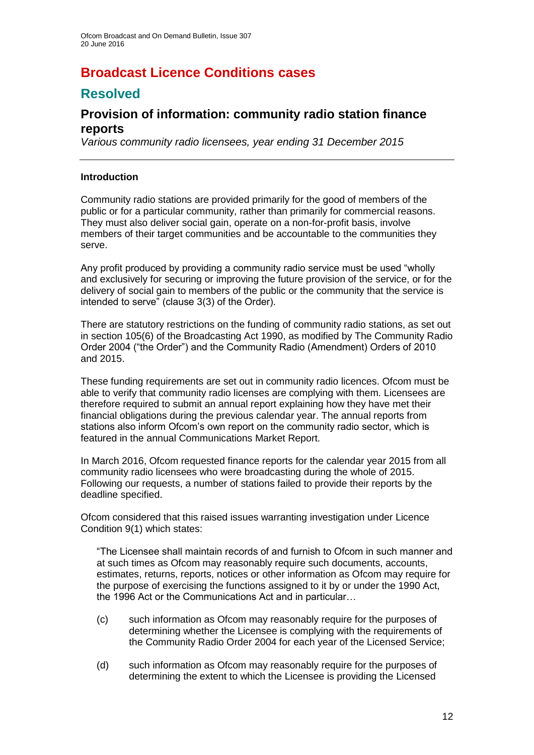# Broadcast Licence Conditions cases

## Resolved

### Provision of information: community radio station finance reports

*Various community radio licensees, year ending 31 December 2015*

---

**Introduction**

Community radio stations are provided primarily for the good of members of the public or for a particular community, rather than primarily for commercial reasons. They must also deliver social gain, operate on a non-for-profit basis, involve members of their target communities and be accountable to the communities they serve.

Any profit produced by providing a community radio service must be used "wholly and exclusively for securing or improving the future provision of the service, or for the delivery of social gain to members of the public or the community that the service is intended to serve" (clause 3(3) of the Order).

There are statutory restrictions on the funding of community radio stations, as set out in section 105(6) of the Broadcasting Act 1990, as modified by The Community Radio Order 2004 ("the Order") and the Community Radio (Amendment) Orders of 2010 and 2015.

These funding requirements are set out in community radio licences. Ofcom must be able to verify that community radio licenses are complying with them. Licensees are therefore required to submit an annual report explaining how they have met their financial obligations during the previous calendar year. The annual reports from stations also inform Ofcom's own report on the community radio sector, which is featured in the annual Communications Market Report.

In March 2016, Ofcom requested finance reports for the calendar year 2015 from all community radio licensees who were broadcasting during the whole of 2015. Following our requests, a number of stations failed to provide their reports by the deadline specified.

Ofcom considered that this raised issues warranting investigation under Licence Condition 9(1) which states:

> "The Licensee shall maintain records of and furnish to Ofcom in such manner and at such times as Ofcom may reasonably require such documents, accounts, estimates, returns, reports, notices or other information as Ofcom may require for the purpose of exercising the functions assigned to it by or under the 1990 Act, the 1996 Act or the Communications Act and in particular…
>
> (c) such information as Ofcom may reasonably require for the purposes of determining whether the Licensee is complying with the requirements of the Community Radio Order 2004 for each year of the Licensed Service;
>
> (d) such information as Ofcom may reasonably require for the purposes of determining the extent to which the Licensee is providing the Licensed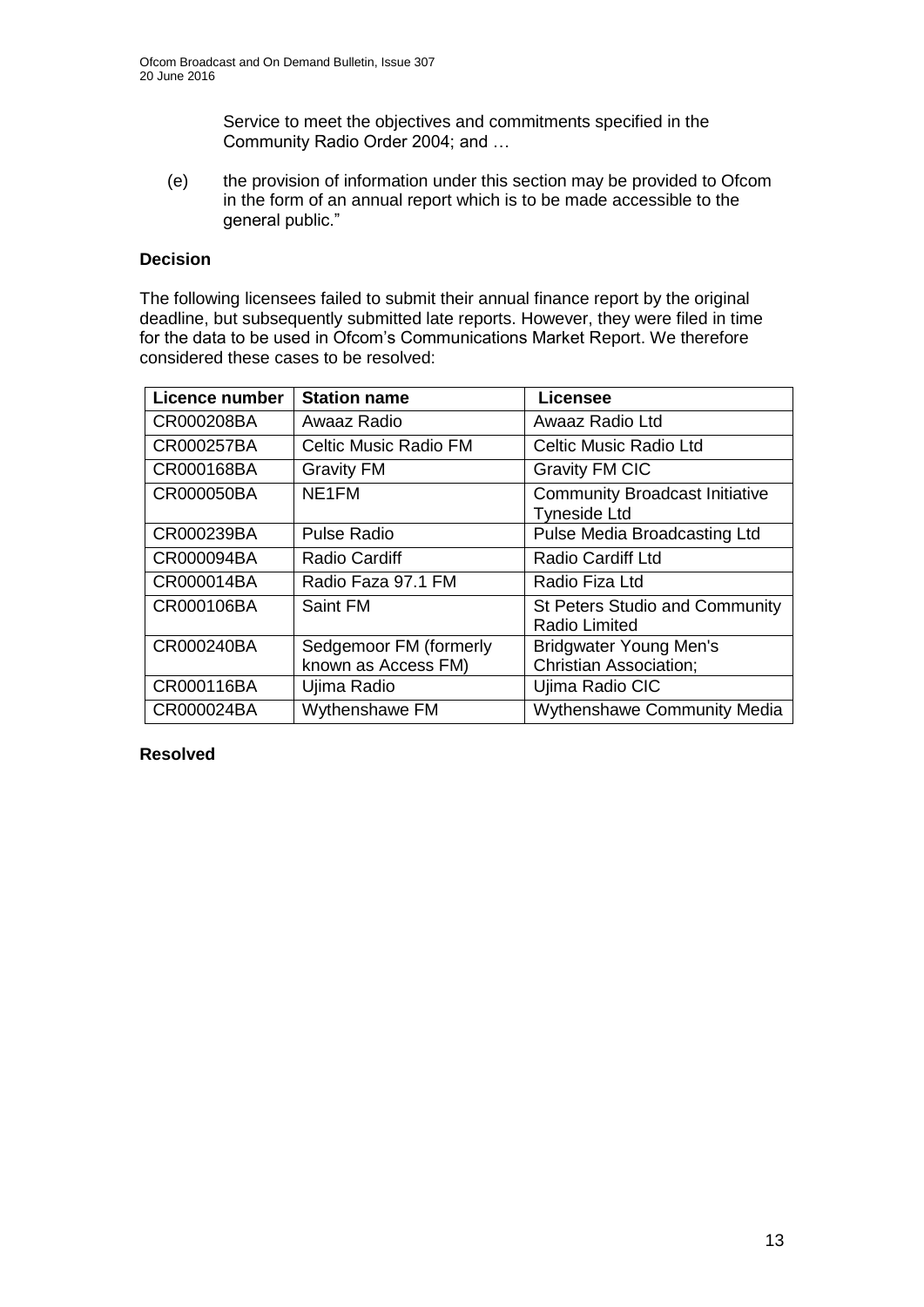Service to meet the objectives and commitments specified in the Community Radio Order 2004; and …

(e) the provision of information under this section may be provided to Ofcom in the form of an annual report which is to be made accessible to the general public."

**Decision**

The following licensees failed to submit their annual finance report by the original deadline, but subsequently submitted late reports. However, they were filed in time for the data to be used in Ofcom's Communications Market Report. We therefore considered these cases to be resolved:

| Licence number | Station name | Licensee |
|---|---|---|
| CR000208BA | Awaaz Radio | Awaaz Radio Ltd |
| CR000257BA | Celtic Music Radio FM | Celtic Music Radio Ltd |
| CR000168BA | Gravity FM | Gravity FM CIC |
| CR000050BA | NE1FM | Community Broadcast Initiative Tyneside Ltd |
| CR000239BA | Pulse Radio | Pulse Media Broadcasting Ltd |
| CR000094BA | Radio Cardiff | Radio Cardiff Ltd |
| CR000014BA | Radio Faza 97.1 FM | Radio Fiza Ltd |
| CR000106BA | Saint FM | St Peters Studio and Community Radio Limited |
| CR000240BA | Sedgemoor FM (formerly known as Access FM) | Bridgwater Young Men's Christian Association; |
| CR000116BA | Ujima Radio | Ujima Radio CIC |
| CR000024BA | Wythenshawe FM | Wythenshawe Community Media |

**Resolved**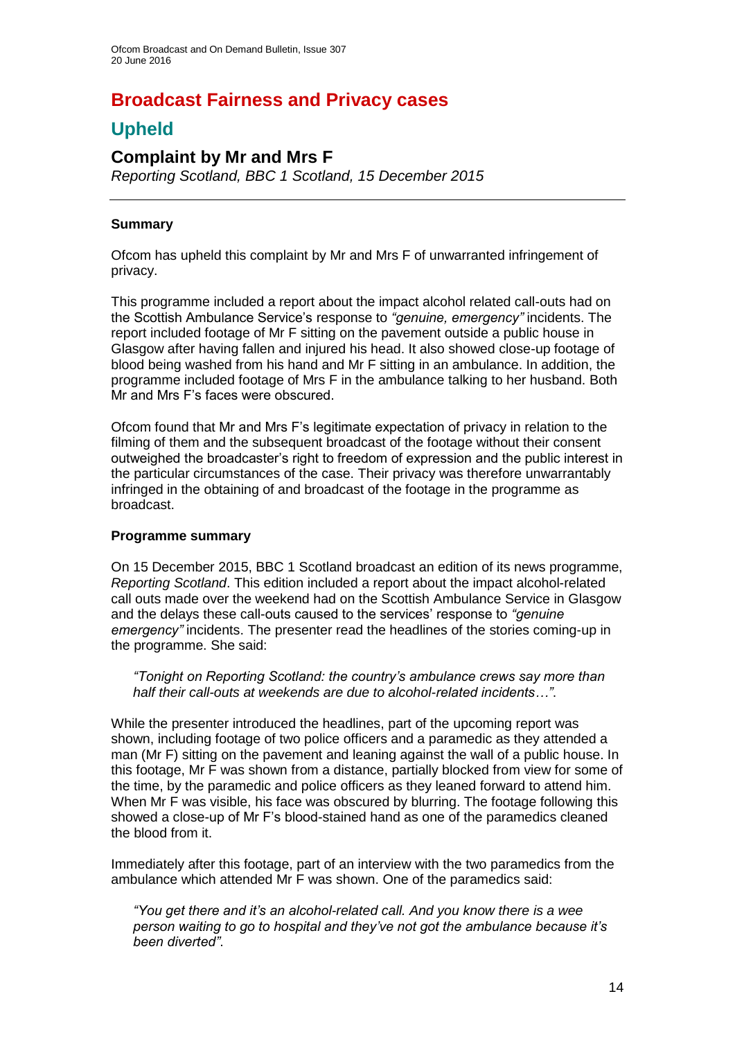# Broadcast Fairness and Privacy cases

## Upheld

### Complaint by Mr and Mrs F

*Reporting Scotland, BBC 1 Scotland, 15 December 2015*

---

#### Summary

Ofcom has upheld this complaint by Mr and Mrs F of unwarranted infringement of privacy.

This programme included a report about the impact alcohol related call-outs had on the Scottish Ambulance Service's response to *"genuine, emergency"* incidents. The report included footage of Mr F sitting on the pavement outside a public house in Glasgow after having fallen and injured his head. It also showed close-up footage of blood being washed from his hand and Mr F sitting in an ambulance. In addition, the programme included footage of Mrs F in the ambulance talking to her husband. Both Mr and Mrs F's faces were obscured.

Ofcom found that Mr and Mrs F's legitimate expectation of privacy in relation to the filming of them and the subsequent broadcast of the footage without their consent outweighed the broadcaster's right to freedom of expression and the public interest in the particular circumstances of the case. Their privacy was therefore unwarrantably infringed in the obtaining of and broadcast of the footage in the programme as broadcast.

#### Programme summary

On 15 December 2015, BBC 1 Scotland broadcast an edition of its news programme, *Reporting Scotland*. This edition included a report about the impact alcohol-related call outs made over the weekend had on the Scottish Ambulance Service in Glasgow and the delays these call-outs caused to the services' response to *"genuine emergency"* incidents. The presenter read the headlines of the stories coming-up in the programme. She said:

> *"Tonight on Reporting Scotland: the country's ambulance crews say more than half their call-outs at weekends are due to alcohol-related incidents…"*.

While the presenter introduced the headlines, part of the upcoming report was shown, including footage of two police officers and a paramedic as they attended a man (Mr F) sitting on the pavement and leaning against the wall of a public house. In this footage, Mr F was shown from a distance, partially blocked from view for some of the time, by the paramedic and police officers as they leaned forward to attend him. When Mr F was visible, his face was obscured by blurring. The footage following this showed a close-up of Mr F's blood-stained hand as one of the paramedics cleaned the blood from it.

Immediately after this footage, part of an interview with the two paramedics from the ambulance which attended Mr F was shown. One of the paramedics said:

> *"You get there and it's an alcohol-related call. And you know there is a wee person waiting to go to hospital and they've not got the ambulance because it's been diverted".*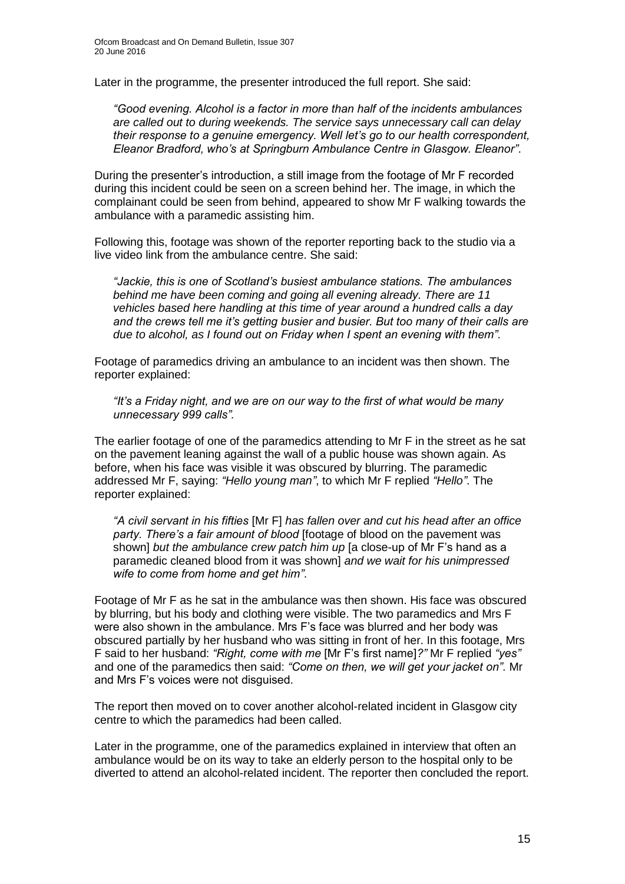Later in the programme, the presenter introduced the full report. She said:

> *"Good evening. Alcohol is a factor in more than half of the incidents ambulances are called out to during weekends. The service says unnecessary call can delay their response to a genuine emergency. Well let's go to our health correspondent, Eleanor Bradford, who's at Springburn Ambulance Centre in Glasgow. Eleanor".*

During the presenter's introduction, a still image from the footage of Mr F recorded during this incident could be seen on a screen behind her. The image, in which the complainant could be seen from behind, appeared to show Mr F walking towards the ambulance with a paramedic assisting him.

Following this, footage was shown of the reporter reporting back to the studio via a live video link from the ambulance centre. She said:

> *"Jackie, this is one of Scotland's busiest ambulance stations. The ambulances behind me have been coming and going all evening already. There are 11 vehicles based here handling at this time of year around a hundred calls a day and the crews tell me it's getting busier and busier. But too many of their calls are due to alcohol, as I found out on Friday when I spent an evening with them".*

Footage of paramedics driving an ambulance to an incident was then shown. The reporter explained:

> *"It's a Friday night, and we are on our way to the first of what would be many unnecessary 999 calls".*

The earlier footage of one of the paramedics attending to Mr F in the street as he sat on the pavement leaning against the wall of a public house was shown again. As before, when his face was visible it was obscured by blurring. The paramedic addressed Mr F, saying: *"Hello young man"*, to which Mr F replied *"Hello"*. The reporter explained:

> *"A civil servant in his fifties* [Mr F] *has fallen over and cut his head after an office party. There's a fair amount of blood* [footage of blood on the pavement was shown] *but the ambulance crew patch him up* [a close-up of Mr F's hand as a paramedic cleaned blood from it was shown] *and we wait for his unimpressed wife to come from home and get him".*

Footage of Mr F as he sat in the ambulance was then shown. His face was obscured by blurring, but his body and clothing were visible. The two paramedics and Mrs F were also shown in the ambulance. Mrs F's face was blurred and her body was obscured partially by her husband who was sitting in front of her. In this footage, Mrs F said to her husband: *"Right, come with me* [Mr F's first name]*?"* Mr F replied *"yes"* and one of the paramedics then said: *"Come on then, we will get your jacket on"*. Mr and Mrs F's voices were not disguised.

The report then moved on to cover another alcohol-related incident in Glasgow city centre to which the paramedics had been called.

Later in the programme, one of the paramedics explained in interview that often an ambulance would be on its way to take an elderly person to the hospital only to be diverted to attend an alcohol-related incident. The reporter then concluded the report.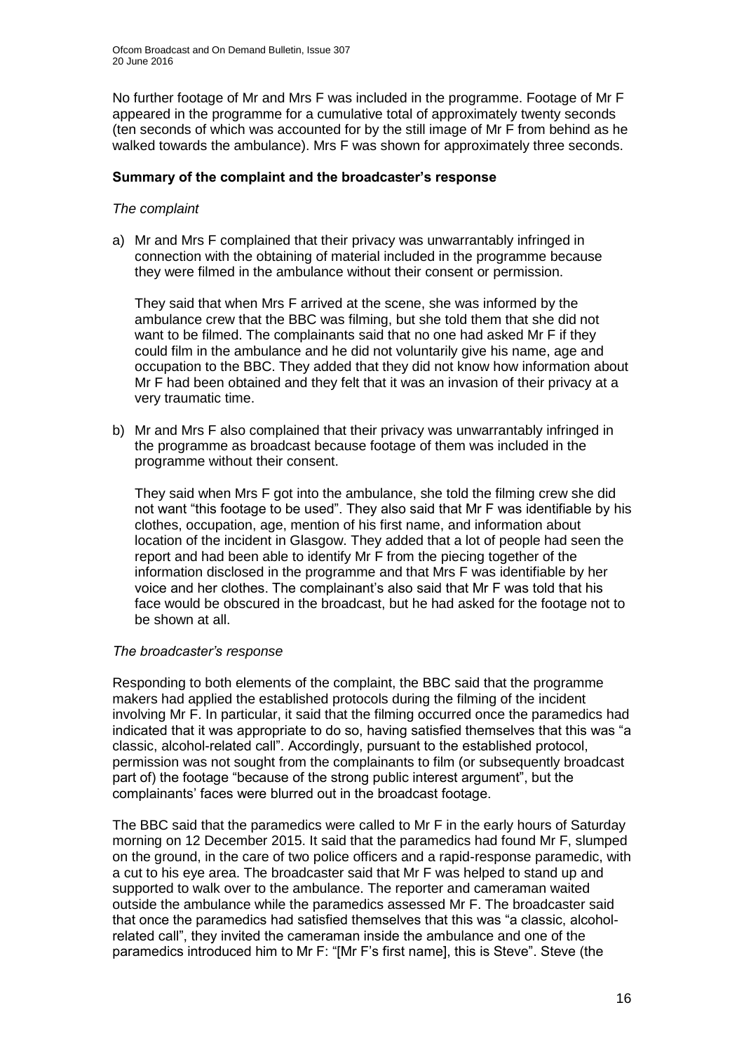No further footage of Mr and Mrs F was included in the programme. Footage of Mr F appeared in the programme for a cumulative total of approximately twenty seconds (ten seconds of which was accounted for by the still image of Mr F from behind as he walked towards the ambulance). Mrs F was shown for approximately three seconds.

**Summary of the complaint and the broadcaster's response**

*The complaint*

a) Mr and Mrs F complained that their privacy was unwarrantably infringed in connection with the obtaining of material included in the programme because they were filmed in the ambulance without their consent or permission.

   They said that when Mrs F arrived at the scene, she was informed by the ambulance crew that the BBC was filming, but she told them that she did not want to be filmed. The complainants said that no one had asked Mr F if they could film in the ambulance and he did not voluntarily give his name, age and occupation to the BBC. They added that they did not know how information about Mr F had been obtained and they felt that it was an invasion of their privacy at a very traumatic time.

b) Mr and Mrs F also complained that their privacy was unwarrantably infringed in the programme as broadcast because footage of them was included in the programme without their consent.

   They said when Mrs F got into the ambulance, she told the filming crew she did not want "this footage to be used". They also said that Mr F was identifiable by his clothes, occupation, age, mention of his first name, and information about location of the incident in Glasgow. They added that a lot of people had seen the report and had been able to identify Mr F from the piecing together of the information disclosed in the programme and that Mrs F was identifiable by her voice and her clothes. The complainant's also said that Mr F was told that his face would be obscured in the broadcast, but he had asked for the footage not to be shown at all.

*The broadcaster's response*

Responding to both elements of the complaint, the BBC said that the programme makers had applied the established protocols during the filming of the incident involving Mr F. In particular, it said that the filming occurred once the paramedics had indicated that it was appropriate to do so, having satisfied themselves that this was "a classic, alcohol-related call". Accordingly, pursuant to the established protocol, permission was not sought from the complainants to film (or subsequently broadcast part of) the footage "because of the strong public interest argument", but the complainants' faces were blurred out in the broadcast footage.

The BBC said that the paramedics were called to Mr F in the early hours of Saturday morning on 12 December 2015. It said that the paramedics had found Mr F, slumped on the ground, in the care of two police officers and a rapid-response paramedic, with a cut to his eye area. The broadcaster said that Mr F was helped to stand up and supported to walk over to the ambulance. The reporter and cameraman waited outside the ambulance while the paramedics assessed Mr F. The broadcaster said that once the paramedics had satisfied themselves that this was "a classic, alcohol-related call", they invited the cameraman inside the ambulance and one of the paramedics introduced him to Mr F: "[Mr F's first name], this is Steve". Steve (the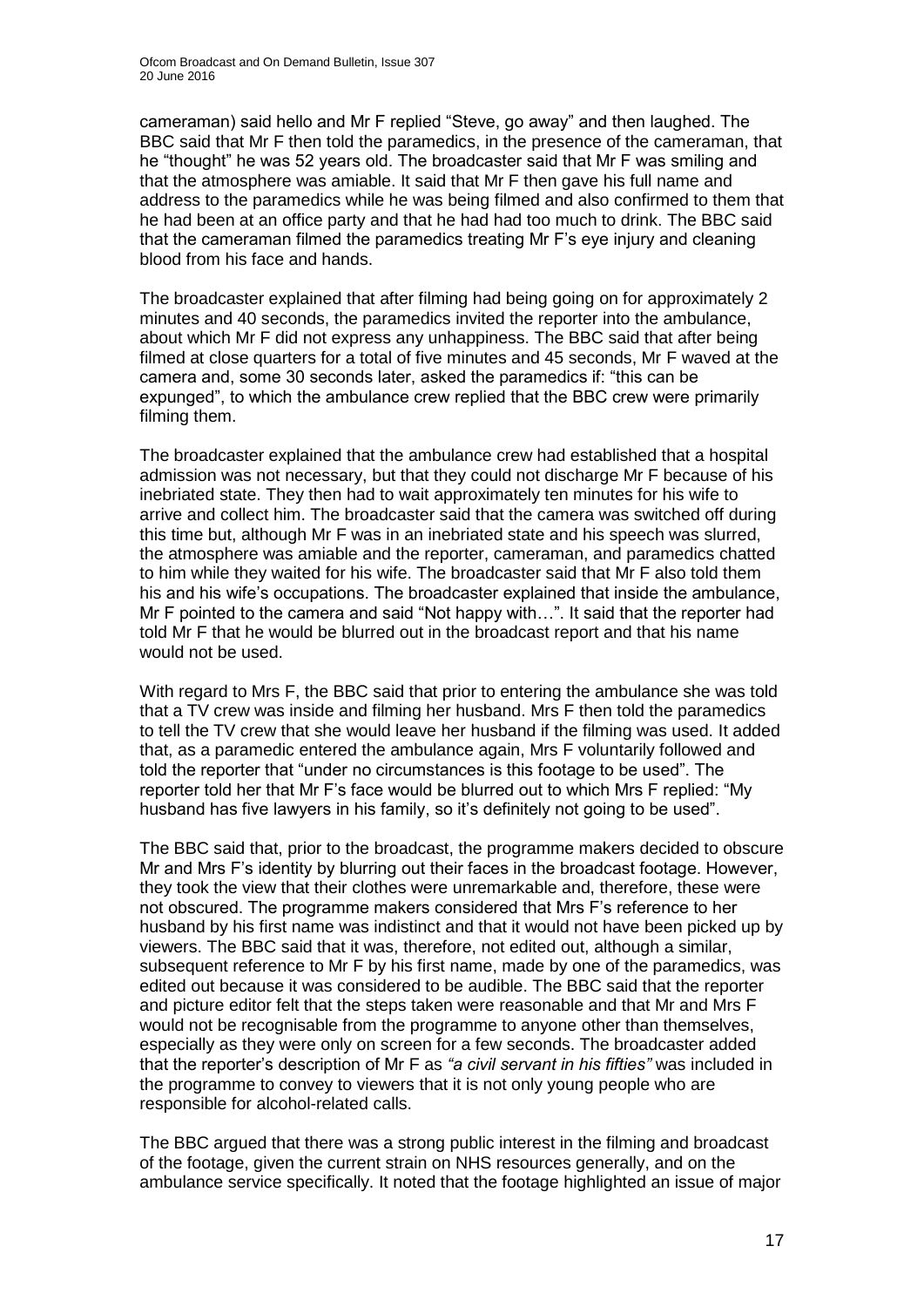cameraman) said hello and Mr F replied "Steve, go away" and then laughed. The BBC said that Mr F then told the paramedics, in the presence of the cameraman, that he "thought" he was 52 years old. The broadcaster said that Mr F was smiling and that the atmosphere was amiable. It said that Mr F then gave his full name and address to the paramedics while he was being filmed and also confirmed to them that he had been at an office party and that he had had too much to drink. The BBC said that the cameraman filmed the paramedics treating Mr F's eye injury and cleaning blood from his face and hands.

The broadcaster explained that after filming had being going on for approximately 2 minutes and 40 seconds, the paramedics invited the reporter into the ambulance, about which Mr F did not express any unhappiness. The BBC said that after being filmed at close quarters for a total of five minutes and 45 seconds, Mr F waved at the camera and, some 30 seconds later, asked the paramedics if: "this can be expunged", to which the ambulance crew replied that the BBC crew were primarily filming them.

The broadcaster explained that the ambulance crew had established that a hospital admission was not necessary, but that they could not discharge Mr F because of his inebriated state. They then had to wait approximately ten minutes for his wife to arrive and collect him. The broadcaster said that the camera was switched off during this time but, although Mr F was in an inebriated state and his speech was slurred, the atmosphere was amiable and the reporter, cameraman, and paramedics chatted to him while they waited for his wife. The broadcaster said that Mr F also told them his and his wife's occupations. The broadcaster explained that inside the ambulance, Mr F pointed to the camera and said "Not happy with…". It said that the reporter had told Mr F that he would be blurred out in the broadcast report and that his name would not be used.

With regard to Mrs F, the BBC said that prior to entering the ambulance she was told that a TV crew was inside and filming her husband. Mrs F then told the paramedics to tell the TV crew that she would leave her husband if the filming was used. It added that, as a paramedic entered the ambulance again, Mrs F voluntarily followed and told the reporter that "under no circumstances is this footage to be used". The reporter told her that Mr F's face would be blurred out to which Mrs F replied: "My husband has five lawyers in his family, so it's definitely not going to be used".

The BBC said that, prior to the broadcast, the programme makers decided to obscure Mr and Mrs F's identity by blurring out their faces in the broadcast footage. However, they took the view that their clothes were unremarkable and, therefore, these were not obscured. The programme makers considered that Mrs F's reference to her husband by his first name was indistinct and that it would not have been picked up by viewers. The BBC said that it was, therefore, not edited out, although a similar, subsequent reference to Mr F by his first name, made by one of the paramedics, was edited out because it was considered to be audible. The BBC said that the reporter and picture editor felt that the steps taken were reasonable and that Mr and Mrs F would not be recognisable from the programme to anyone other than themselves, especially as they were only on screen for a few seconds. The broadcaster added that the reporter's description of Mr F as *"a civil servant in his fifties"* was included in the programme to convey to viewers that it is not only young people who are responsible for alcohol-related calls.

The BBC argued that there was a strong public interest in the filming and broadcast of the footage, given the current strain on NHS resources generally, and on the ambulance service specifically. It noted that the footage highlighted an issue of major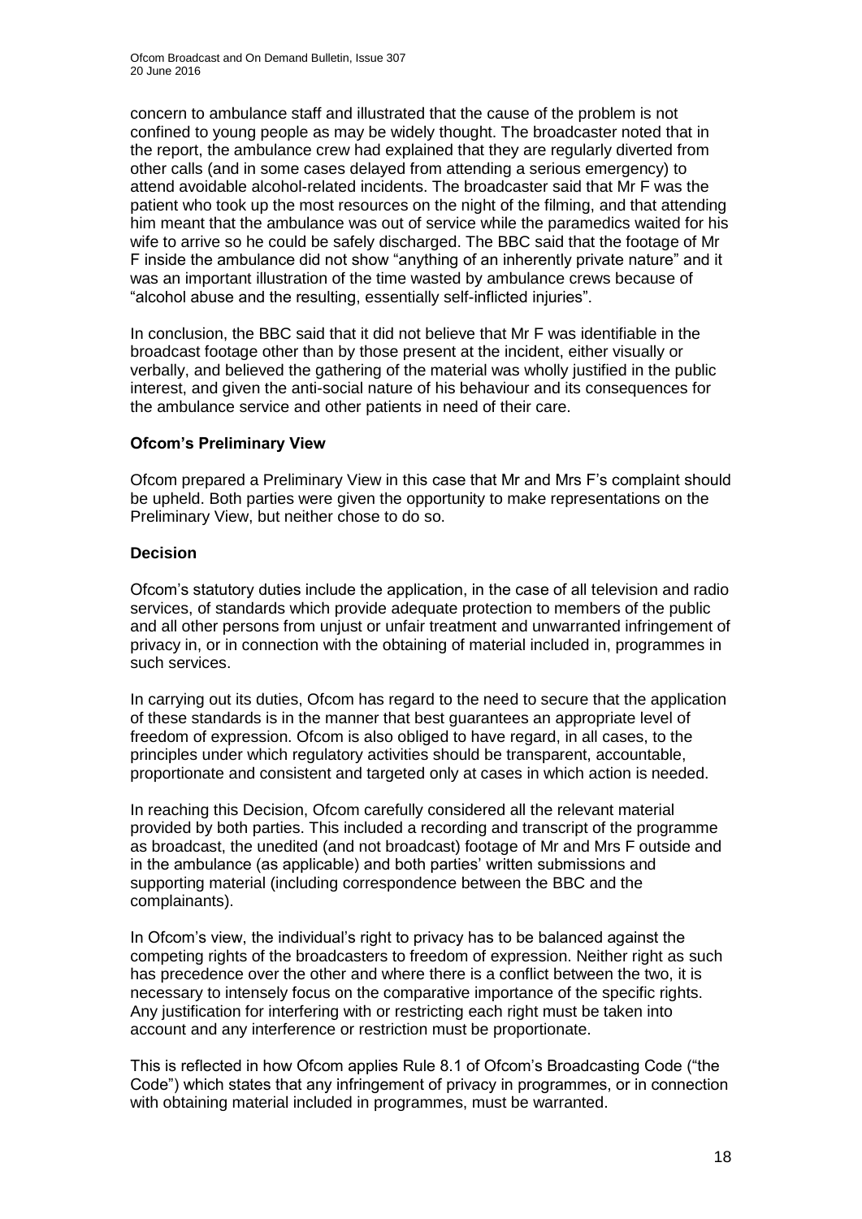concern to ambulance staff and illustrated that the cause of the problem is not confined to young people as may be widely thought. The broadcaster noted that in the report, the ambulance crew had explained that they are regularly diverted from other calls (and in some cases delayed from attending a serious emergency) to attend avoidable alcohol-related incidents. The broadcaster said that Mr F was the patient who took up the most resources on the night of the filming, and that attending him meant that the ambulance was out of service while the paramedics waited for his wife to arrive so he could be safely discharged. The BBC said that the footage of Mr F inside the ambulance did not show "anything of an inherently private nature" and it was an important illustration of the time wasted by ambulance crews because of "alcohol abuse and the resulting, essentially self-inflicted injuries".

In conclusion, the BBC said that it did not believe that Mr F was identifiable in the broadcast footage other than by those present at the incident, either visually or verbally, and believed the gathering of the material was wholly justified in the public interest, and given the anti-social nature of his behaviour and its consequences for the ambulance service and other patients in need of their care.

**Ofcom's Preliminary View**

Ofcom prepared a Preliminary View in this case that Mr and Mrs F's complaint should be upheld. Both parties were given the opportunity to make representations on the Preliminary View, but neither chose to do so.

**Decision**

Ofcom's statutory duties include the application, in the case of all television and radio services, of standards which provide adequate protection to members of the public and all other persons from unjust or unfair treatment and unwarranted infringement of privacy in, or in connection with the obtaining of material included in, programmes in such services.

In carrying out its duties, Ofcom has regard to the need to secure that the application of these standards is in the manner that best guarantees an appropriate level of freedom of expression. Ofcom is also obliged to have regard, in all cases, to the principles under which regulatory activities should be transparent, accountable, proportionate and consistent and targeted only at cases in which action is needed.

In reaching this Decision, Ofcom carefully considered all the relevant material provided by both parties. This included a recording and transcript of the programme as broadcast, the unedited (and not broadcast) footage of Mr and Mrs F outside and in the ambulance (as applicable) and both parties' written submissions and supporting material (including correspondence between the BBC and the complainants).

In Ofcom's view, the individual's right to privacy has to be balanced against the competing rights of the broadcasters to freedom of expression. Neither right as such has precedence over the other and where there is a conflict between the two, it is necessary to intensely focus on the comparative importance of the specific rights. Any justification for interfering with or restricting each right must be taken into account and any interference or restriction must be proportionate.

This is reflected in how Ofcom applies Rule 8.1 of Ofcom's Broadcasting Code ("the Code") which states that any infringement of privacy in programmes, or in connection with obtaining material included in programmes, must be warranted.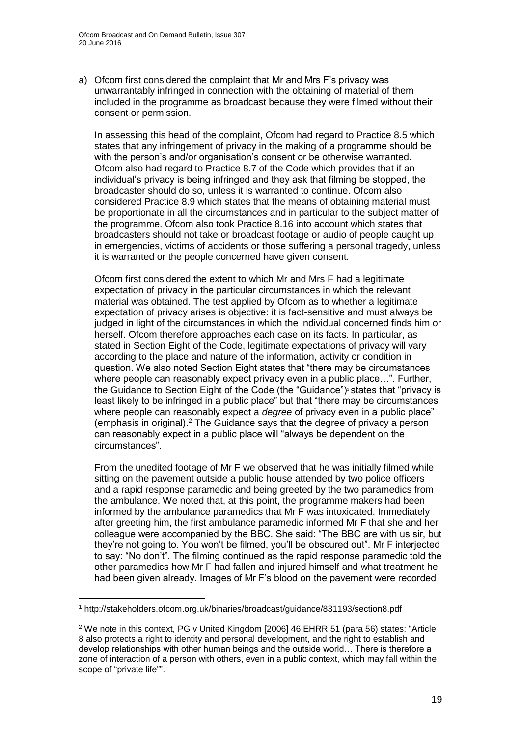a) Ofcom first considered the complaint that Mr and Mrs F's privacy was unwarrantably infringed in connection with the obtaining of material of them included in the programme as broadcast because they were filmed without their consent or permission.

In assessing this head of the complaint, Ofcom had regard to Practice 8.5 which states that any infringement of privacy in the making of a programme should be with the person's and/or organisation's consent or be otherwise warranted. Ofcom also had regard to Practice 8.7 of the Code which provides that if an individual's privacy is being infringed and they ask that filming be stopped, the broadcaster should do so, unless it is warranted to continue. Ofcom also considered Practice 8.9 which states that the means of obtaining material must be proportionate in all the circumstances and in particular to the subject matter of the programme. Ofcom also took Practice 8.16 into account which states that broadcasters should not take or broadcast footage or audio of people caught up in emergencies, victims of accidents or those suffering a personal tragedy, unless it is warranted or the people concerned have given consent.

Ofcom first considered the extent to which Mr and Mrs F had a legitimate expectation of privacy in the particular circumstances in which the relevant material was obtained. The test applied by Ofcom as to whether a legitimate expectation of privacy arises is objective: it is fact-sensitive and must always be judged in light of the circumstances in which the individual concerned finds him or herself. Ofcom therefore approaches each case on its facts. In particular, as stated in Section Eight of the Code, legitimate expectations of privacy will vary according to the place and nature of the information, activity or condition in question. We also noted Section Eight states that "there may be circumstances where people can reasonably expect privacy even in a public place…". Further, the Guidance to Section Eight of the Code (the "Guidance")[1] states that "privacy is least likely to be infringed in a public place" but that "there may be circumstances where people can reasonably expect a *degree* of privacy even in a public place" (emphasis in original).[2] The Guidance says that the degree of privacy a person can reasonably expect in a public place will "always be dependent on the circumstances".

From the unedited footage of Mr F we observed that he was initially filmed while sitting on the pavement outside a public house attended by two police officers and a rapid response paramedic and being greeted by the two paramedics from the ambulance. We noted that, at this point, the programme makers had been informed by the ambulance paramedics that Mr F was intoxicated. Immediately after greeting him, the first ambulance paramedic informed Mr F that she and her colleague were accompanied by the BBC. She said: "The BBC are with us sir, but they're not going to. You won't be filmed, you'll be obscured out". Mr F interjected to say: "No don't". The filming continued as the rapid response paramedic told the other paramedics how Mr F had fallen and injured himself and what treatment he had been given already. Images of Mr F's blood on the pavement were recorded

---

[1] http://stakeholders.ofcom.org.uk/binaries/broadcast/guidance/831193/section8.pdf

[2] We note in this context, PG v United Kingdom [2006] 46 EHRR 51 (para 56) states: "Article 8 also protects a right to identity and personal development, and the right to establish and develop relationships with other human beings and the outside world… There is therefore a zone of interaction of a person with others, even in a public context, which may fall within the scope of "private life"".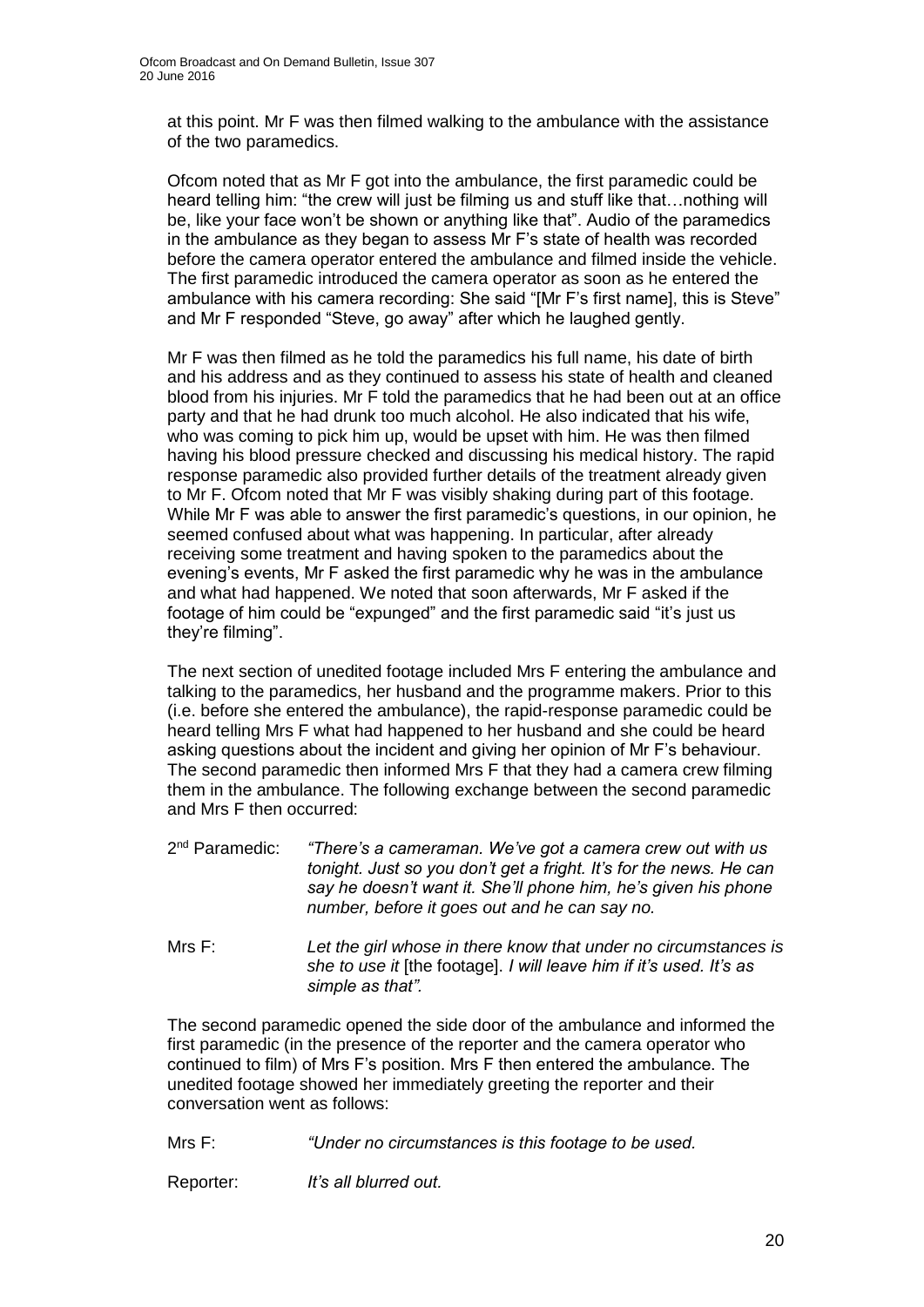at this point. Mr F was then filmed walking to the ambulance with the assistance of the two paramedics.

Ofcom noted that as Mr F got into the ambulance, the first paramedic could be heard telling him: "the crew will just be filming us and stuff like that…nothing will be, like your face won't be shown or anything like that". Audio of the paramedics in the ambulance as they began to assess Mr F's state of health was recorded before the camera operator entered the ambulance and filmed inside the vehicle. The first paramedic introduced the camera operator as soon as he entered the ambulance with his camera recording: She said "[Mr F's first name], this is Steve" and Mr F responded "Steve, go away" after which he laughed gently.

Mr F was then filmed as he told the paramedics his full name, his date of birth and his address and as they continued to assess his state of health and cleaned blood from his injuries. Mr F told the paramedics that he had been out at an office party and that he had drunk too much alcohol. He also indicated that his wife, who was coming to pick him up, would be upset with him. He was then filmed having his blood pressure checked and discussing his medical history. The rapid response paramedic also provided further details of the treatment already given to Mr F. Ofcom noted that Mr F was visibly shaking during part of this footage. While Mr F was able to answer the first paramedic's questions, in our opinion, he seemed confused about what was happening. In particular, after already receiving some treatment and having spoken to the paramedics about the evening's events, Mr F asked the first paramedic why he was in the ambulance and what had happened. We noted that soon afterwards, Mr F asked if the footage of him could be "expunged" and the first paramedic said "it's just us they're filming".

The next section of unedited footage included Mrs F entering the ambulance and talking to the paramedics, her husband and the programme makers. Prior to this (i.e. before she entered the ambulance), the rapid-response paramedic could be heard telling Mrs F what had happened to her husband and she could be heard asking questions about the incident and giving her opinion of Mr F's behaviour. The second paramedic then informed Mrs F that they had a camera crew filming them in the ambulance. The following exchange between the second paramedic and Mrs F then occurred:

2nd Paramedic: *"There's a cameraman. We've got a camera crew out with us tonight. Just so you don't get a fright. It's for the news. He can say he doesn't want it. She'll phone him, he's given his phone number, before it goes out and he can say no.*

Mrs F: *Let the girl whose in there know that under no circumstances is she to use it* [the footage]. *I will leave him if it's used. It's as simple as that".*

The second paramedic opened the side door of the ambulance and informed the first paramedic (in the presence of the reporter and the camera operator who continued to film) of Mrs F's position. Mrs F then entered the ambulance. The unedited footage showed her immediately greeting the reporter and their conversation went as follows:

Mrs F: *"Under no circumstances is this footage to be used.*

Reporter: *It's all blurred out.*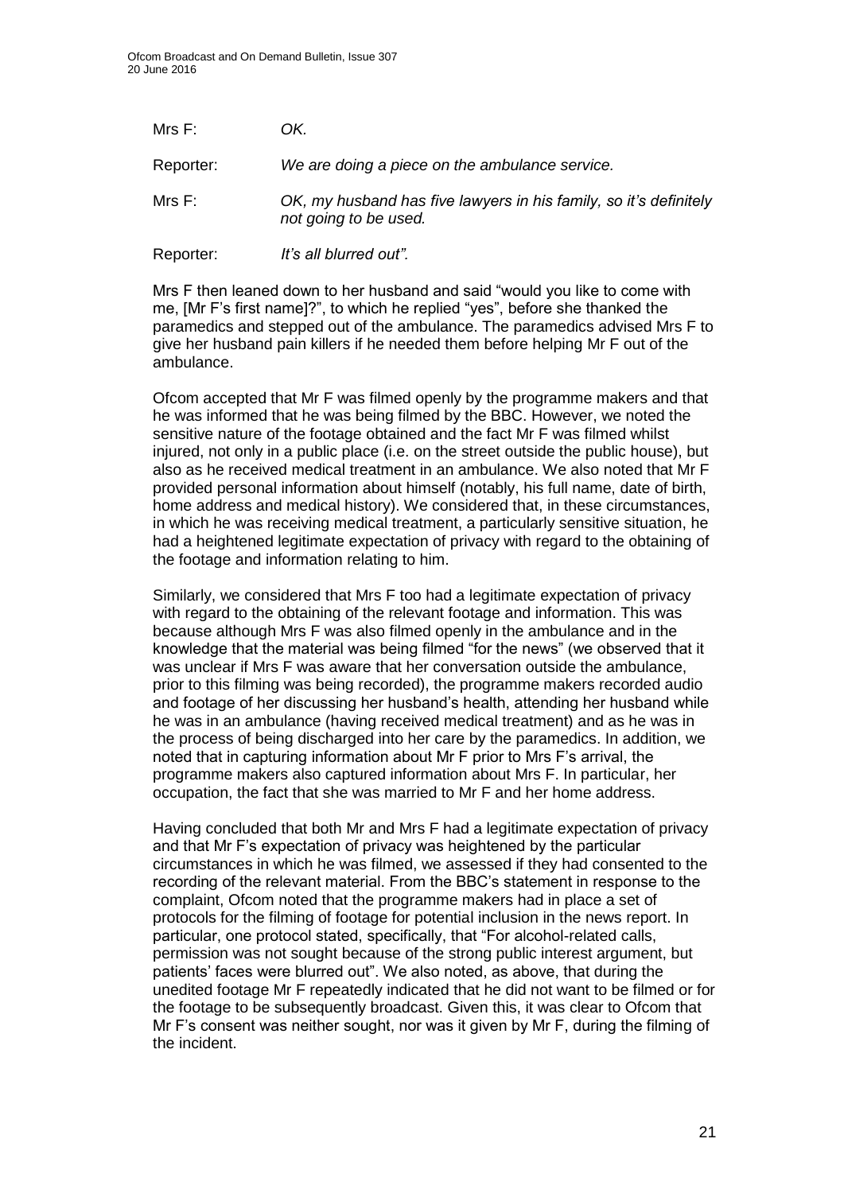| | |
|---|---|
| Mrs F: | *OK.* |
| Reporter: | *We are doing a piece on the ambulance service.* |
| Mrs F: | *OK, my husband has five lawyers in his family, so it's definitely not going to be used.* |
| Reporter: | *It's all blurred out".* |

Mrs F then leaned down to her husband and said "would you like to come with me, [Mr F's first name]?", to which he replied "yes", before she thanked the paramedics and stepped out of the ambulance. The paramedics advised Mrs F to give her husband pain killers if he needed them before helping Mr F out of the ambulance.

Ofcom accepted that Mr F was filmed openly by the programme makers and that he was informed that he was being filmed by the BBC. However, we noted the sensitive nature of the footage obtained and the fact Mr F was filmed whilst injured, not only in a public place (i.e. on the street outside the public house), but also as he received medical treatment in an ambulance. We also noted that Mr F provided personal information about himself (notably, his full name, date of birth, home address and medical history). We considered that, in these circumstances, in which he was receiving medical treatment, a particularly sensitive situation, he had a heightened legitimate expectation of privacy with regard to the obtaining of the footage and information relating to him.

Similarly, we considered that Mrs F too had a legitimate expectation of privacy with regard to the obtaining of the relevant footage and information. This was because although Mrs F was also filmed openly in the ambulance and in the knowledge that the material was being filmed "for the news" (we observed that it was unclear if Mrs F was aware that her conversation outside the ambulance, prior to this filming was being recorded), the programme makers recorded audio and footage of her discussing her husband's health, attending her husband while he was in an ambulance (having received medical treatment) and as he was in the process of being discharged into her care by the paramedics. In addition, we noted that in capturing information about Mr F prior to Mrs F's arrival, the programme makers also captured information about Mrs F. In particular, her occupation, the fact that she was married to Mr F and her home address.

Having concluded that both Mr and Mrs F had a legitimate expectation of privacy and that Mr F's expectation of privacy was heightened by the particular circumstances in which he was filmed, we assessed if they had consented to the recording of the relevant material. From the BBC's statement in response to the complaint, Ofcom noted that the programme makers had in place a set of protocols for the filming of footage for potential inclusion in the news report. In particular, one protocol stated, specifically, that "For alcohol-related calls, permission was not sought because of the strong public interest argument, but patients' faces were blurred out". We also noted, as above, that during the unedited footage Mr F repeatedly indicated that he did not want to be filmed or for the footage to be subsequently broadcast. Given this, it was clear to Ofcom that Mr F's consent was neither sought, nor was it given by Mr F, during the filming of the incident.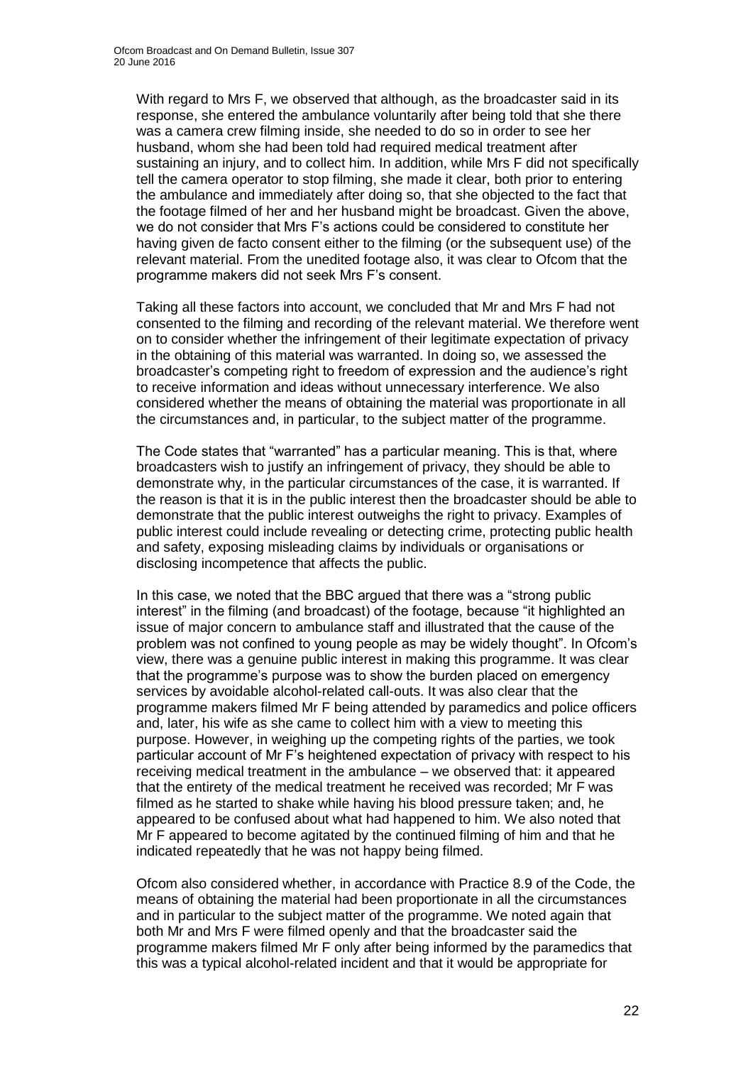With regard to Mrs F, we observed that although, as the broadcaster said in its response, she entered the ambulance voluntarily after being told that she there was a camera crew filming inside, she needed to do so in order to see her husband, whom she had been told had required medical treatment after sustaining an injury, and to collect him. In addition, while Mrs F did not specifically tell the camera operator to stop filming, she made it clear, both prior to entering the ambulance and immediately after doing so, that she objected to the fact that the footage filmed of her and her husband might be broadcast. Given the above, we do not consider that Mrs F's actions could be considered to constitute her having given de facto consent either to the filming (or the subsequent use) of the relevant material. From the unedited footage also, it was clear to Ofcom that the programme makers did not seek Mrs F's consent.

Taking all these factors into account, we concluded that Mr and Mrs F had not consented to the filming and recording of the relevant material. We therefore went on to consider whether the infringement of their legitimate expectation of privacy in the obtaining of this material was warranted. In doing so, we assessed the broadcaster's competing right to freedom of expression and the audience's right to receive information and ideas without unnecessary interference. We also considered whether the means of obtaining the material was proportionate in all the circumstances and, in particular, to the subject matter of the programme.

The Code states that "warranted" has a particular meaning. This is that, where broadcasters wish to justify an infringement of privacy, they should be able to demonstrate why, in the particular circumstances of the case, it is warranted. If the reason is that it is in the public interest then the broadcaster should be able to demonstrate that the public interest outweighs the right to privacy. Examples of public interest could include revealing or detecting crime, protecting public health and safety, exposing misleading claims by individuals or organisations or disclosing incompetence that affects the public.

In this case, we noted that the BBC argued that there was a "strong public interest" in the filming (and broadcast) of the footage, because "it highlighted an issue of major concern to ambulance staff and illustrated that the cause of the problem was not confined to young people as may be widely thought". In Ofcom's view, there was a genuine public interest in making this programme. It was clear that the programme's purpose was to show the burden placed on emergency services by avoidable alcohol-related call-outs. It was also clear that the programme makers filmed Mr F being attended by paramedics and police officers and, later, his wife as she came to collect him with a view to meeting this purpose. However, in weighing up the competing rights of the parties, we took particular account of Mr F's heightened expectation of privacy with respect to his receiving medical treatment in the ambulance – we observed that: it appeared that the entirety of the medical treatment he received was recorded; Mr F was filmed as he started to shake while having his blood pressure taken; and, he appeared to be confused about what had happened to him. We also noted that Mr F appeared to become agitated by the continued filming of him and that he indicated repeatedly that he was not happy being filmed.

Ofcom also considered whether, in accordance with Practice 8.9 of the Code, the means of obtaining the material had been proportionate in all the circumstances and in particular to the subject matter of the programme. We noted again that both Mr and Mrs F were filmed openly and that the broadcaster said the programme makers filmed Mr F only after being informed by the paramedics that this was a typical alcohol-related incident and that it would be appropriate for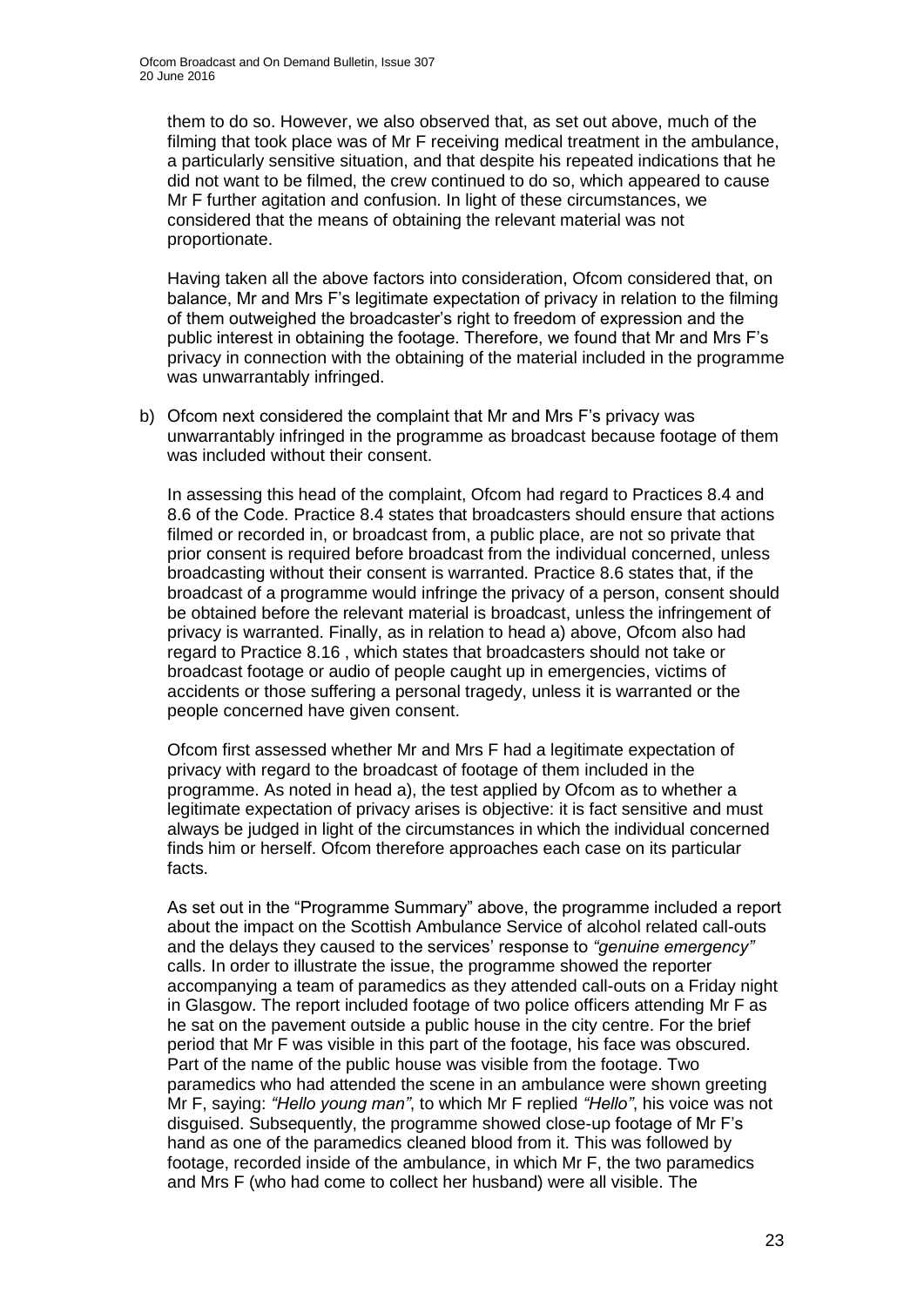them to do so. However, we also observed that, as set out above, much of the filming that took place was of Mr F receiving medical treatment in the ambulance, a particularly sensitive situation, and that despite his repeated indications that he did not want to be filmed, the crew continued to do so, which appeared to cause Mr F further agitation and confusion. In light of these circumstances, we considered that the means of obtaining the relevant material was not proportionate.

Having taken all the above factors into consideration, Ofcom considered that, on balance, Mr and Mrs F's legitimate expectation of privacy in relation to the filming of them outweighed the broadcaster's right to freedom of expression and the public interest in obtaining the footage. Therefore, we found that Mr and Mrs F's privacy in connection with the obtaining of the material included in the programme was unwarrantably infringed.

b) Ofcom next considered the complaint that Mr and Mrs F's privacy was unwarrantably infringed in the programme as broadcast because footage of them was included without their consent.

In assessing this head of the complaint, Ofcom had regard to Practices 8.4 and 8.6 of the Code. Practice 8.4 states that broadcasters should ensure that actions filmed or recorded in, or broadcast from, a public place, are not so private that prior consent is required before broadcast from the individual concerned, unless broadcasting without their consent is warranted. Practice 8.6 states that, if the broadcast of a programme would infringe the privacy of a person, consent should be obtained before the relevant material is broadcast, unless the infringement of privacy is warranted. Finally, as in relation to head a) above, Ofcom also had regard to Practice 8.16 , which states that broadcasters should not take or broadcast footage or audio of people caught up in emergencies, victims of accidents or those suffering a personal tragedy, unless it is warranted or the people concerned have given consent.

Ofcom first assessed whether Mr and Mrs F had a legitimate expectation of privacy with regard to the broadcast of footage of them included in the programme. As noted in head a), the test applied by Ofcom as to whether a legitimate expectation of privacy arises is objective: it is fact sensitive and must always be judged in light of the circumstances in which the individual concerned finds him or herself. Ofcom therefore approaches each case on its particular facts.

As set out in the "Programme Summary" above, the programme included a report about the impact on the Scottish Ambulance Service of alcohol related call-outs and the delays they caused to the services' response to *"genuine emergency"* calls. In order to illustrate the issue, the programme showed the reporter accompanying a team of paramedics as they attended call-outs on a Friday night in Glasgow. The report included footage of two police officers attending Mr F as he sat on the pavement outside a public house in the city centre. For the brief period that Mr F was visible in this part of the footage, his face was obscured. Part of the name of the public house was visible from the footage. Two paramedics who had attended the scene in an ambulance were shown greeting Mr F, saying: *"Hello young man"*, to which Mr F replied *"Hello"*, his voice was not disguised. Subsequently, the programme showed close-up footage of Mr F's hand as one of the paramedics cleaned blood from it. This was followed by footage, recorded inside of the ambulance, in which Mr F, the two paramedics and Mrs F (who had come to collect her husband) were all visible. The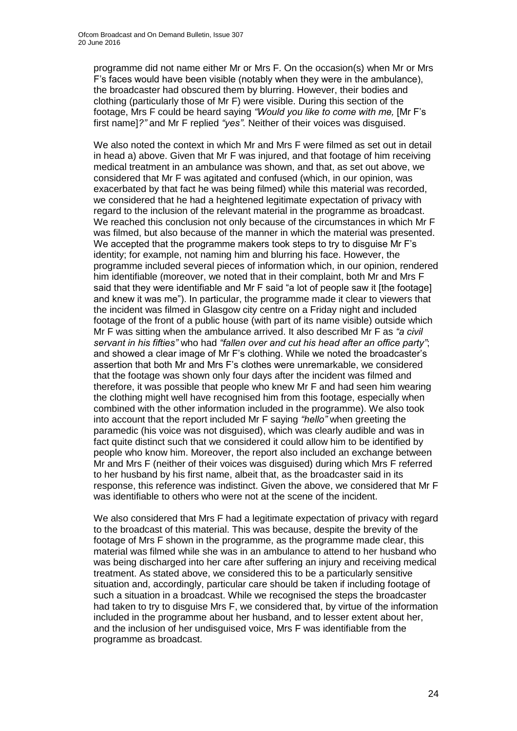programme did not name either Mr or Mrs F. On the occasion(s) when Mr or Mrs F's faces would have been visible (notably when they were in the ambulance), the broadcaster had obscured them by blurring. However, their bodies and clothing (particularly those of Mr F) were visible. During this section of the footage, Mrs F could be heard saying *"Would you like to come with me,* [Mr F's first name]*?"* and Mr F replied *"yes"*. Neither of their voices was disguised.

We also noted the context in which Mr and Mrs F were filmed as set out in detail in head a) above. Given that Mr F was injured, and that footage of him receiving medical treatment in an ambulance was shown, and that, as set out above, we considered that Mr F was agitated and confused (which, in our opinion, was exacerbated by that fact he was being filmed) while this material was recorded, we considered that he had a heightened legitimate expectation of privacy with regard to the inclusion of the relevant material in the programme as broadcast. We reached this conclusion not only because of the circumstances in which Mr F was filmed, but also because of the manner in which the material was presented. We accepted that the programme makers took steps to try to disguise Mr F's identity; for example, not naming him and blurring his face. However, the programme included several pieces of information which, in our opinion, rendered him identifiable (moreover, we noted that in their complaint, both Mr and Mrs F said that they were identifiable and Mr F said "a lot of people saw it [the footage] and knew it was me"). In particular, the programme made it clear to viewers that the incident was filmed in Glasgow city centre on a Friday night and included footage of the front of a public house (with part of its name visible) outside which Mr F was sitting when the ambulance arrived. It also described Mr F as *"a civil servant in his fifties"* who had *"fallen over and cut his head after an office party"*; and showed a clear image of Mr F's clothing. While we noted the broadcaster's assertion that both Mr and Mrs F's clothes were unremarkable, we considered that the footage was shown only four days after the incident was filmed and therefore, it was possible that people who knew Mr F and had seen him wearing the clothing might well have recognised him from this footage, especially when combined with the other information included in the programme). We also took into account that the report included Mr F saying *"hello"* when greeting the paramedic (his voice was not disguised), which was clearly audible and was in fact quite distinct such that we considered it could allow him to be identified by people who know him. Moreover, the report also included an exchange between Mr and Mrs F (neither of their voices was disguised) during which Mrs F referred to her husband by his first name, albeit that, as the broadcaster said in its response, this reference was indistinct. Given the above, we considered that Mr F was identifiable to others who were not at the scene of the incident.

We also considered that Mrs F had a legitimate expectation of privacy with regard to the broadcast of this material. This was because, despite the brevity of the footage of Mrs F shown in the programme, as the programme made clear, this material was filmed while she was in an ambulance to attend to her husband who was being discharged into her care after suffering an injury and receiving medical treatment. As stated above, we considered this to be a particularly sensitive situation and, accordingly, particular care should be taken if including footage of such a situation in a broadcast. While we recognised the steps the broadcaster had taken to try to disguise Mrs F, we considered that, by virtue of the information included in the programme about her husband, and to lesser extent about her, and the inclusion of her undisguised voice, Mrs F was identifiable from the programme as broadcast.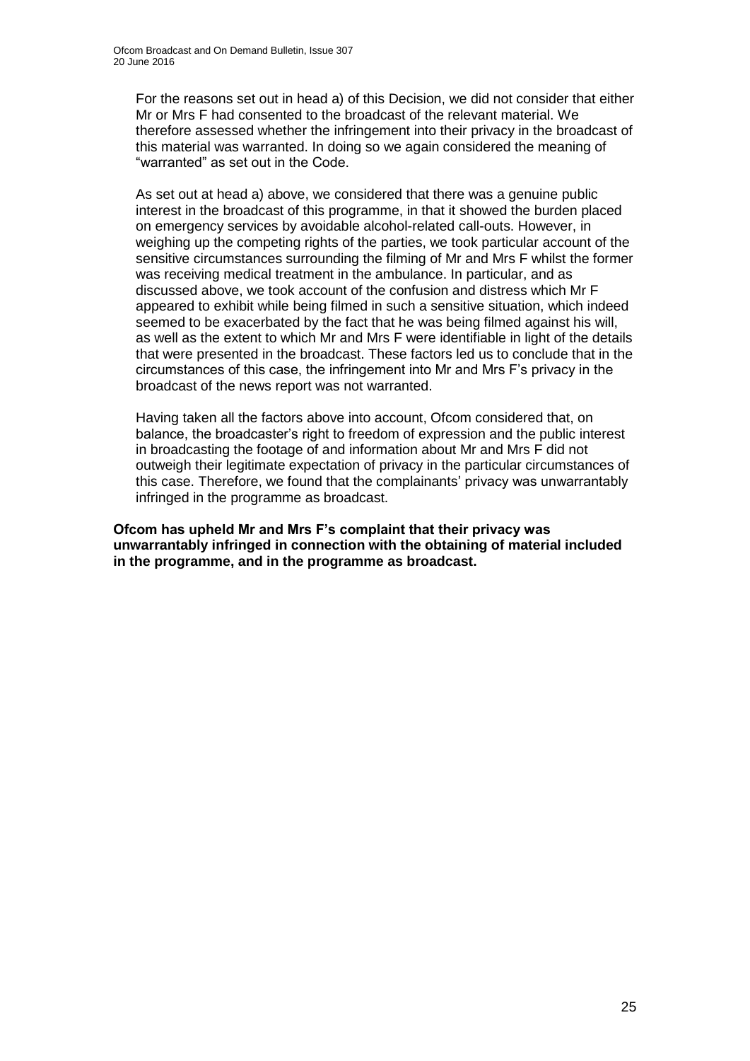For the reasons set out in head a) of this Decision, we did not consider that either Mr or Mrs F had consented to the broadcast of the relevant material. We therefore assessed whether the infringement into their privacy in the broadcast of this material was warranted. In doing so we again considered the meaning of "warranted" as set out in the Code.

As set out at head a) above, we considered that there was a genuine public interest in the broadcast of this programme, in that it showed the burden placed on emergency services by avoidable alcohol-related call-outs. However, in weighing up the competing rights of the parties, we took particular account of the sensitive circumstances surrounding the filming of Mr and Mrs F whilst the former was receiving medical treatment in the ambulance. In particular, and as discussed above, we took account of the confusion and distress which Mr F appeared to exhibit while being filmed in such a sensitive situation, which indeed seemed to be exacerbated by the fact that he was being filmed against his will, as well as the extent to which Mr and Mrs F were identifiable in light of the details that were presented in the broadcast. These factors led us to conclude that in the circumstances of this case, the infringement into Mr and Mrs F's privacy in the broadcast of the news report was not warranted.

Having taken all the factors above into account, Ofcom considered that, on balance, the broadcaster's right to freedom of expression and the public interest in broadcasting the footage of and information about Mr and Mrs F did not outweigh their legitimate expectation of privacy in the particular circumstances of this case. Therefore, we found that the complainants' privacy was unwarrantably infringed in the programme as broadcast.

**Ofcom has upheld Mr and Mrs F's complaint that their privacy was unwarrantably infringed in connection with the obtaining of material included in the programme, and in the programme as broadcast.**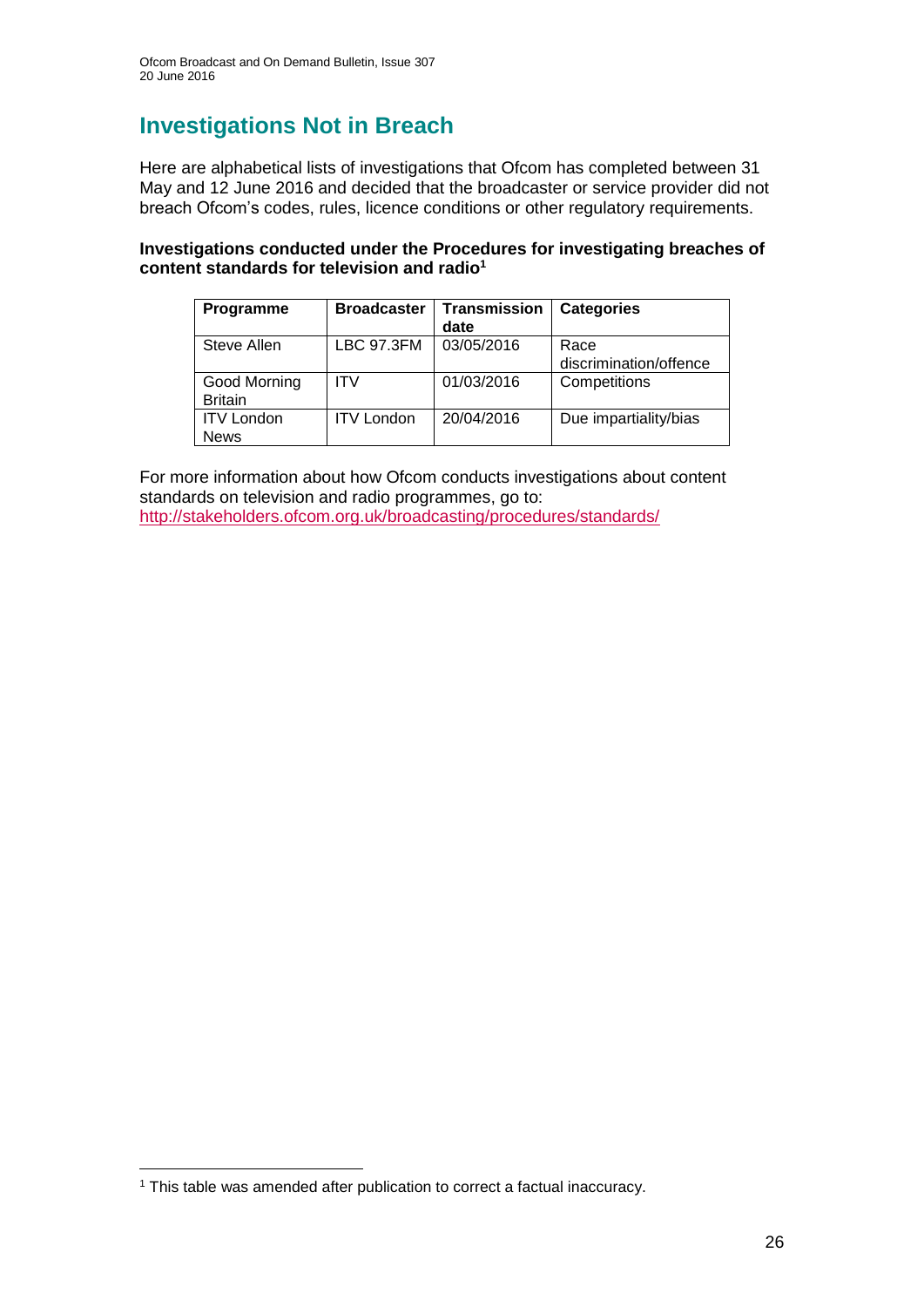## Investigations Not in Breach

Here are alphabetical lists of investigations that Ofcom has completed between 31 May and 12 June 2016 and decided that the broadcaster or service provider did not breach Ofcom's codes, rules, licence conditions or other regulatory requirements.

**Investigations conducted under the Procedures for investigating breaches of content standards for television and radio[1]**

| Programme | Broadcaster | Transmission date | Categories |
|---|---|---|---|
| Steve Allen | LBC 97.3FM | 03/05/2016 | Race discrimination/offence |
| Good Morning Britain | ITV | 01/03/2016 | Competitions |
| ITV London News | ITV London | 20/04/2016 | Due impartiality/bias |

For more information about how Ofcom conducts investigations about content standards on television and radio programmes, go to: http://stakeholders.ofcom.org.uk/broadcasting/procedures/standards/

[1] This table was amended after publication to correct a factual inaccuracy.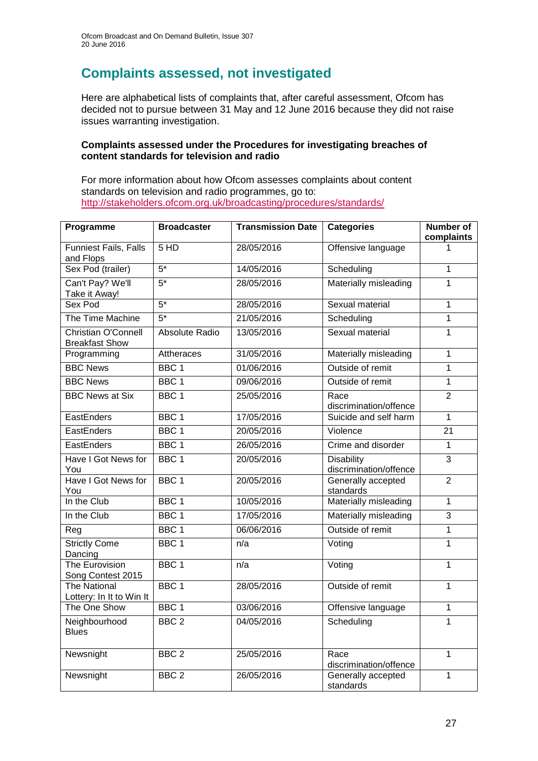# Complaints assessed, not investigated

Here are alphabetical lists of complaints that, after careful assessment, Ofcom has decided not to pursue between 31 May and 12 June 2016 because they did not raise issues warranting investigation.

**Complaints assessed under the Procedures for investigating breaches of content standards for television and radio**

For more information about how Ofcom assesses complaints about content standards on television and radio programmes, go to:
http://stakeholders.ofcom.org.uk/broadcasting/procedures/standards/

| Programme | Broadcaster | Transmission Date | Categories | Number of complaints |
|---|---|---|---|---|
| Funniest Fails, Falls and Flops | 5 HD | 28/05/2016 | Offensive language | 1 |
| Sex Pod (trailer) | 5* | 14/05/2016 | Scheduling | 1 |
| Can't Pay? We'll Take it Away! | 5* | 28/05/2016 | Materially misleading | 1 |
| Sex Pod | 5* | 28/05/2016 | Sexual material | 1 |
| The Time Machine | 5* | 21/05/2016 | Scheduling | 1 |
| Christian O'Connell Breakfast Show | Absolute Radio | 13/05/2016 | Sexual material | 1 |
| Programming | Attheraces | 31/05/2016 | Materially misleading | 1 |
| BBC News | BBC 1 | 01/06/2016 | Outside of remit | 1 |
| BBC News | BBC 1 | 09/06/2016 | Outside of remit | 1 |
| BBC News at Six | BBC 1 | 25/05/2016 | Race discrimination/offence | 2 |
| EastEnders | BBC 1 | 17/05/2016 | Suicide and self harm | 1 |
| EastEnders | BBC 1 | 20/05/2016 | Violence | 21 |
| EastEnders | BBC 1 | 26/05/2016 | Crime and disorder | 1 |
| Have I Got News for You | BBC 1 | 20/05/2016 | Disability discrimination/offence | 3 |
| Have I Got News for You | BBC 1 | 20/05/2016 | Generally accepted standards | 2 |
| In the Club | BBC 1 | 10/05/2016 | Materially misleading | 1 |
| In the Club | BBC 1 | 17/05/2016 | Materially misleading | 3 |
| Reg | BBC 1 | 06/06/2016 | Outside of remit | 1 |
| Strictly Come Dancing | BBC 1 | n/a | Voting | 1 |
| The Eurovision Song Contest 2015 | BBC 1 | n/a | Voting | 1 |
| The National Lottery: In It to Win It | BBC 1 | 28/05/2016 | Outside of remit | 1 |
| The One Show | BBC 1 | 03/06/2016 | Offensive language | 1 |
| Neighbourhood Blues | BBC 2 | 04/05/2016 | Scheduling | 1 |
| Newsnight | BBC 2 | 25/05/2016 | Race discrimination/offence | 1 |
| Newsnight | BBC 2 | 26/05/2016 | Generally accepted standards | 1 |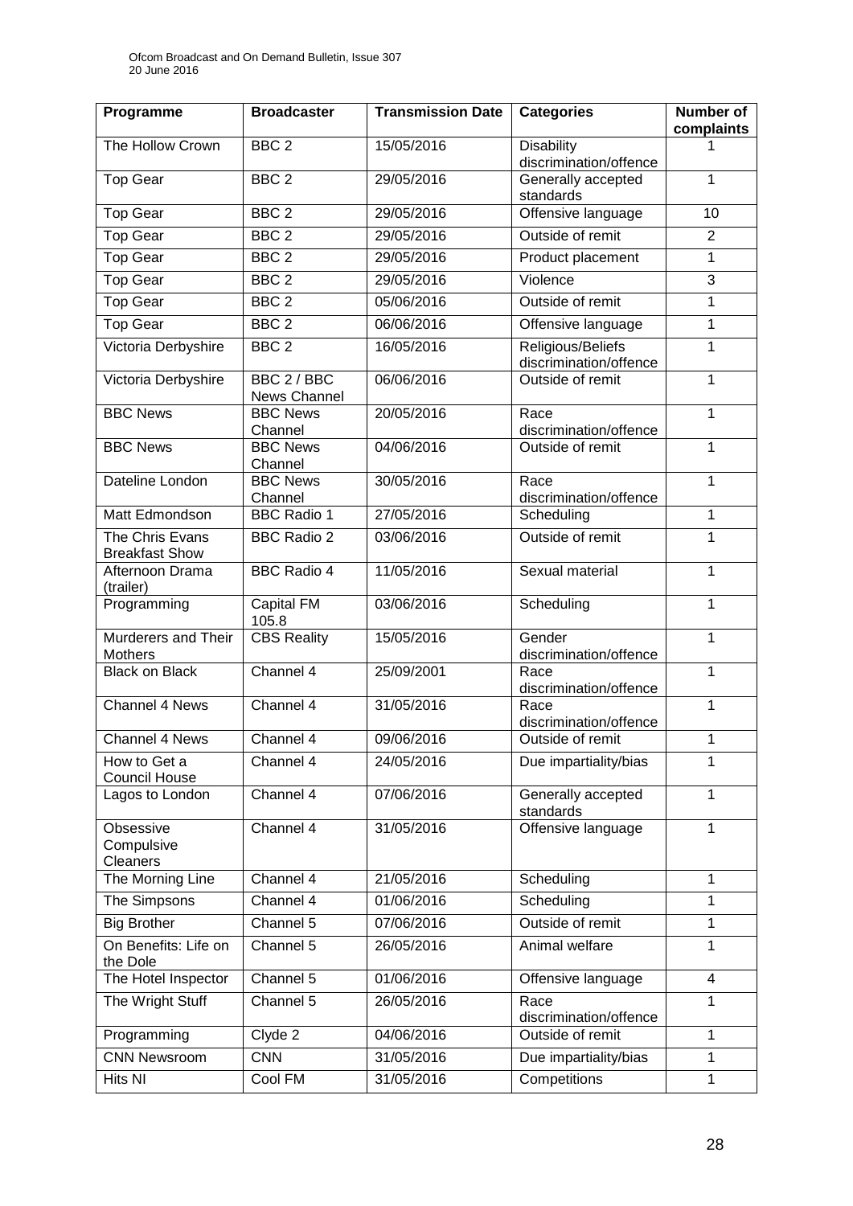| Programme | Broadcaster | Transmission Date | Categories | Number of complaints |
|---|---|---|---|---|
| The Hollow Crown | BBC 2 | 15/05/2016 | Disability discrimination/offence | 1 |
| Top Gear | BBC 2 | 29/05/2016 | Generally accepted standards | 1 |
| Top Gear | BBC 2 | 29/05/2016 | Offensive language | 10 |
| Top Gear | BBC 2 | 29/05/2016 | Outside of remit | 2 |
| Top Gear | BBC 2 | 29/05/2016 | Product placement | 1 |
| Top Gear | BBC 2 | 29/05/2016 | Violence | 3 |
| Top Gear | BBC 2 | 05/06/2016 | Outside of remit | 1 |
| Top Gear | BBC 2 | 06/06/2016 | Offensive language | 1 |
| Victoria Derbyshire | BBC 2 | 16/05/2016 | Religious/Beliefs discrimination/offence | 1 |
| Victoria Derbyshire | BBC 2 / BBC News Channel | 06/06/2016 | Outside of remit | 1 |
| BBC News | BBC News Channel | 20/05/2016 | Race discrimination/offence | 1 |
| BBC News | BBC News Channel | 04/06/2016 | Outside of remit | 1 |
| Dateline London | BBC News Channel | 30/05/2016 | Race discrimination/offence | 1 |
| Matt Edmondson | BBC Radio 1 | 27/05/2016 | Scheduling | 1 |
| The Chris Evans Breakfast Show | BBC Radio 2 | 03/06/2016 | Outside of remit | 1 |
| Afternoon Drama (trailer) | BBC Radio 4 | 11/05/2016 | Sexual material | 1 |
| Programming | Capital FM 105.8 | 03/06/2016 | Scheduling | 1 |
| Murderers and Their Mothers | CBS Reality | 15/05/2016 | Gender discrimination/offence | 1 |
| Black on Black | Channel 4 | 25/09/2001 | Race discrimination/offence | 1 |
| Channel 4 News | Channel 4 | 31/05/2016 | Race discrimination/offence | 1 |
| Channel 4 News | Channel 4 | 09/06/2016 | Outside of remit | 1 |
| How to Get a Council House | Channel 4 | 24/05/2016 | Due impartiality/bias | 1 |
| Lagos to London | Channel 4 | 07/06/2016 | Generally accepted standards | 1 |
| Obsessive Compulsive Cleaners | Channel 4 | 31/05/2016 | Offensive language | 1 |
| The Morning Line | Channel 4 | 21/05/2016 | Scheduling | 1 |
| The Simpsons | Channel 4 | 01/06/2016 | Scheduling | 1 |
| Big Brother | Channel 5 | 07/06/2016 | Outside of remit | 1 |
| On Benefits: Life on the Dole | Channel 5 | 26/05/2016 | Animal welfare | 1 |
| The Hotel Inspector | Channel 5 | 01/06/2016 | Offensive language | 4 |
| The Wright Stuff | Channel 5 | 26/05/2016 | Race discrimination/offence | 1 |
| Programming | Clyde 2 | 04/06/2016 | Outside of remit | 1 |
| CNN Newsroom | CNN | 31/05/2016 | Due impartiality/bias | 1 |
| Hits NI | Cool FM | 31/05/2016 | Competitions | 1 |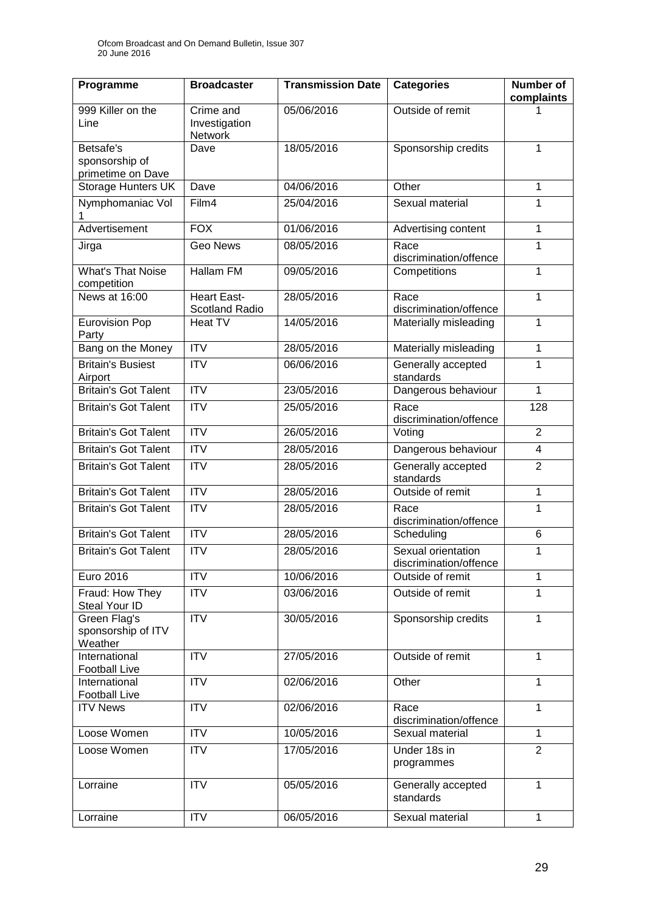| Programme | Broadcaster | Transmission Date | Categories | Number of complaints |
|---|---|---|---|---|
| 999 Killer on the Line | Crime and Investigation Network | 05/06/2016 | Outside of remit | 1 |
| Betsafe's sponsorship of primetime on Dave | Dave | 18/05/2016 | Sponsorship credits | 1 |
| Storage Hunters UK | Dave | 04/06/2016 | Other | 1 |
| Nymphomaniac Vol 1 | Film4 | 25/04/2016 | Sexual material | 1 |
| Advertisement | FOX | 01/06/2016 | Advertising content | 1 |
| Jirga | Geo News | 08/05/2016 | Race discrimination/offence | 1 |
| What's That Noise competition | Hallam FM | 09/05/2016 | Competitions | 1 |
| News at 16:00 | Heart East-Scotland Radio | 28/05/2016 | Race discrimination/offence | 1 |
| Eurovision Pop Party | Heat TV | 14/05/2016 | Materially misleading | 1 |
| Bang on the Money | ITV | 28/05/2016 | Materially misleading | 1 |
| Britain's Busiest Airport | ITV | 06/06/2016 | Generally accepted standards | 1 |
| Britain's Got Talent | ITV | 23/05/2016 | Dangerous behaviour | 1 |
| Britain's Got Talent | ITV | 25/05/2016 | Race discrimination/offence | 128 |
| Britain's Got Talent | ITV | 26/05/2016 | Voting | 2 |
| Britain's Got Talent | ITV | 28/05/2016 | Dangerous behaviour | 4 |
| Britain's Got Talent | ITV | 28/05/2016 | Generally accepted standards | 2 |
| Britain's Got Talent | ITV | 28/05/2016 | Outside of remit | 1 |
| Britain's Got Talent | ITV | 28/05/2016 | Race discrimination/offence | 1 |
| Britain's Got Talent | ITV | 28/05/2016 | Scheduling | 6 |
| Britain's Got Talent | ITV | 28/05/2016 | Sexual orientation discrimination/offence | 1 |
| Euro 2016 | ITV | 10/06/2016 | Outside of remit | 1 |
| Fraud: How They Steal Your ID | ITV | 03/06/2016 | Outside of remit | 1 |
| Green Flag's sponsorship of ITV Weather | ITV | 30/05/2016 | Sponsorship credits | 1 |
| International Football Live | ITV | 27/05/2016 | Outside of remit | 1 |
| International Football Live | ITV | 02/06/2016 | Other | 1 |
| ITV News | ITV | 02/06/2016 | Race discrimination/offence | 1 |
| Loose Women | ITV | 10/05/2016 | Sexual material | 1 |
| Loose Women | ITV | 17/05/2016 | Under 18s in programmes | 2 |
| Lorraine | ITV | 05/05/2016 | Generally accepted standards | 1 |
| Lorraine | ITV | 06/05/2016 | Sexual material | 1 |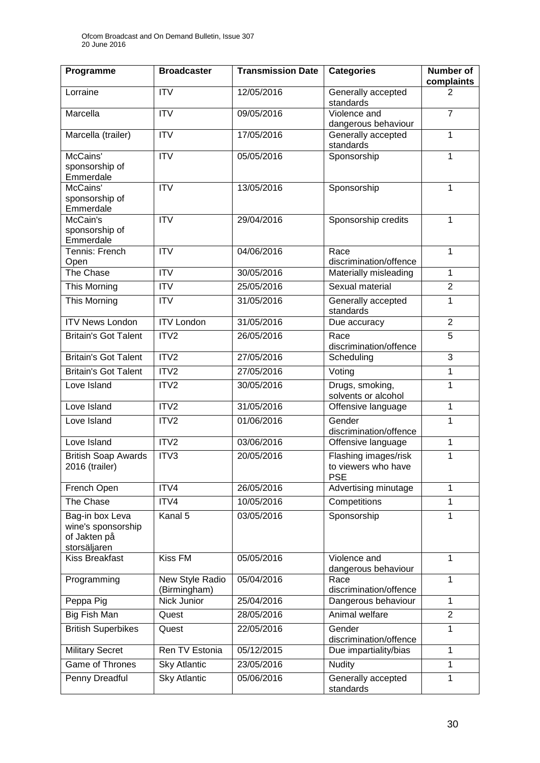| Programme | Broadcaster | Transmission Date | Categories | Number of complaints |
|---|---|---|---|---|
| Lorraine | ITV | 12/05/2016 | Generally accepted standards | 2 |
| Marcella | ITV | 09/05/2016 | Violence and dangerous behaviour | 7 |
| Marcella (trailer) | ITV | 17/05/2016 | Generally accepted standards | 1 |
| McCains' sponsorship of Emmerdale | ITV | 05/05/2016 | Sponsorship | 1 |
| McCains' sponsorship of Emmerdale | ITV | 13/05/2016 | Sponsorship | 1 |
| McCain's sponsorship of Emmerdale | ITV | 29/04/2016 | Sponsorship credits | 1 |
| Tennis: French Open | ITV | 04/06/2016 | Race discrimination/offence | 1 |
| The Chase | ITV | 30/05/2016 | Materially misleading | 1 |
| This Morning | ITV | 25/05/2016 | Sexual material | 2 |
| This Morning | ITV | 31/05/2016 | Generally accepted standards | 1 |
| ITV News London | ITV London | 31/05/2016 | Due accuracy | 2 |
| Britain's Got Talent | ITV2 | 26/05/2016 | Race discrimination/offence | 5 |
| Britain's Got Talent | ITV2 | 27/05/2016 | Scheduling | 3 |
| Britain's Got Talent | ITV2 | 27/05/2016 | Voting | 1 |
| Love Island | ITV2 | 30/05/2016 | Drugs, smoking, solvents or alcohol | 1 |
| Love Island | ITV2 | 31/05/2016 | Offensive language | 1 |
| Love Island | ITV2 | 01/06/2016 | Gender discrimination/offence | 1 |
| Love Island | ITV2 | 03/06/2016 | Offensive language | 1 |
| British Soap Awards 2016 (trailer) | ITV3 | 20/05/2016 | Flashing images/risk to viewers who have PSE | 1 |
| French Open | ITV4 | 26/05/2016 | Advertising minutage | 1 |
| The Chase | ITV4 | 10/05/2016 | Competitions | 1 |
| Bag-in box Leva wine's sponsorship of Jakten på storsäljaren | Kanal 5 | 03/05/2016 | Sponsorship | 1 |
| Kiss Breakfast | Kiss FM | 05/05/2016 | Violence and dangerous behaviour | 1 |
| Programming | New Style Radio (Birmingham) | 05/04/2016 | Race discrimination/offence | 1 |
| Peppa Pig | Nick Junior | 25/04/2016 | Dangerous behaviour | 1 |
| Big Fish Man | Quest | 28/05/2016 | Animal welfare | 2 |
| British Superbikes | Quest | 22/05/2016 | Gender discrimination/offence | 1 |
| Military Secret | Ren TV Estonia | 05/12/2015 | Due impartiality/bias | 1 |
| Game of Thrones | Sky Atlantic | 23/05/2016 | Nudity | 1 |
| Penny Dreadful | Sky Atlantic | 05/06/2016 | Generally accepted standards | 1 |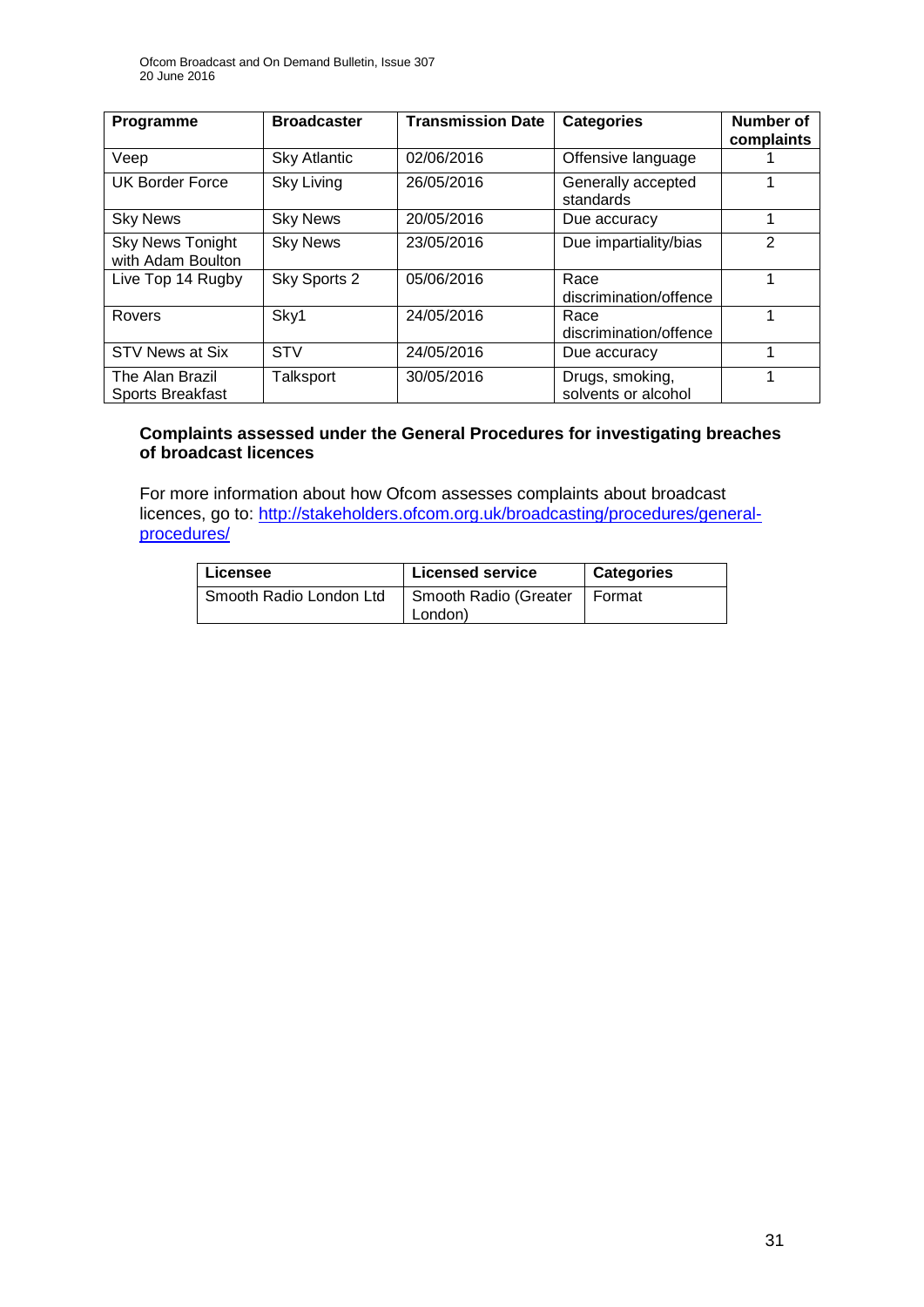| Programme | Broadcaster | Transmission Date | Categories | Number of complaints |
|---|---|---|---|---|
| Veep | Sky Atlantic | 02/06/2016 | Offensive language | 1 |
| UK Border Force | Sky Living | 26/05/2016 | Generally accepted standards | 1 |
| Sky News | Sky News | 20/05/2016 | Due accuracy | 1 |
| Sky News Tonight with Adam Boulton | Sky News | 23/05/2016 | Due impartiality/bias | 2 |
| Live Top 14 Rugby | Sky Sports 2 | 05/06/2016 | Race discrimination/offence | 1 |
| Rovers | Sky1 | 24/05/2016 | Race discrimination/offence | 1 |
| STV News at Six | STV | 24/05/2016 | Due accuracy | 1 |
| The Alan Brazil Sports Breakfast | Talksport | 30/05/2016 | Drugs, smoking, solvents or alcohol | 1 |

**Complaints assessed under the General Procedures for investigating breaches of broadcast licences**

For more information about how Ofcom assesses complaints about broadcast licences, go to: [http://stakeholders.ofcom.org.uk/broadcasting/procedures/general-procedures/](http://stakeholders.ofcom.org.uk/broadcasting/procedures/general-procedures/)

| Licensee | Licensed service | Categories |
|---|---|---|
| Smooth Radio London Ltd | Smooth Radio (Greater London) | Format |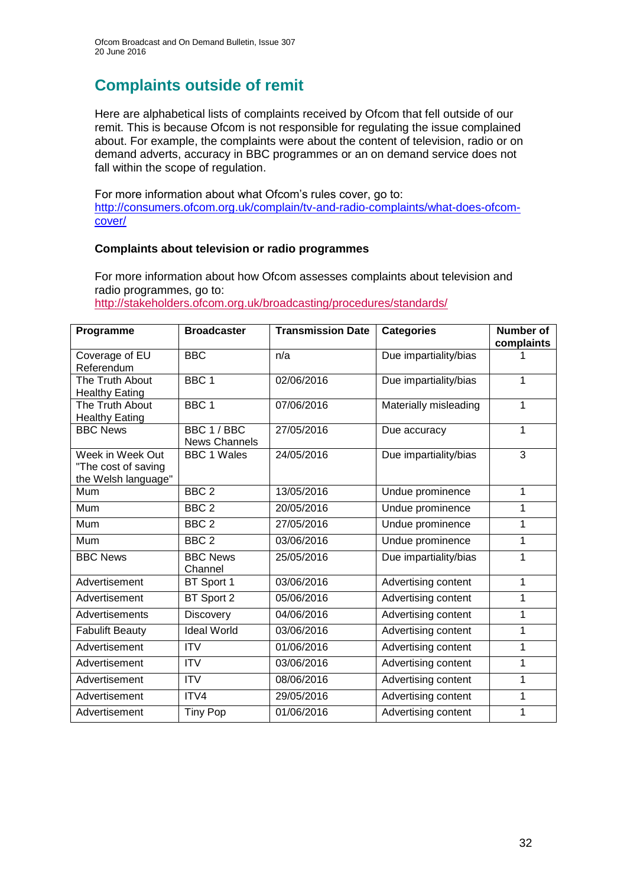## Complaints outside of remit

Here are alphabetical lists of complaints received by Ofcom that fell outside of our remit. This is because Ofcom is not responsible for regulating the issue complained about. For example, the complaints were about the content of television, radio or on demand adverts, accuracy in BBC programmes or an on demand service does not fall within the scope of regulation.

For more information about what Ofcom's rules cover, go to:
http://consumers.ofcom.org.uk/complain/tv-and-radio-complaints/what-does-ofcom-cover/

### Complaints about television or radio programmes

For more information about how Ofcom assesses complaints about television and radio programmes, go to:
http://stakeholders.ofcom.org.uk/broadcasting/procedures/standards/

| Programme | Broadcaster | Transmission Date | Categories | Number of complaints |
|---|---|---|---|---|
| Coverage of EU Referendum | BBC | n/a | Due impartiality/bias | 1 |
| The Truth About Healthy Eating | BBC 1 | 02/06/2016 | Due impartiality/bias | 1 |
| The Truth About Healthy Eating | BBC 1 | 07/06/2016 | Materially misleading | 1 |
| BBC News | BBC 1 / BBC News Channels | 27/05/2016 | Due accuracy | 1 |
| Week in Week Out "The cost of saving the Welsh language" | BBC 1 Wales | 24/05/2016 | Due impartiality/bias | 3 |
| Mum | BBC 2 | 13/05/2016 | Undue prominence | 1 |
| Mum | BBC 2 | 20/05/2016 | Undue prominence | 1 |
| Mum | BBC 2 | 27/05/2016 | Undue prominence | 1 |
| Mum | BBC 2 | 03/06/2016 | Undue prominence | 1 |
| BBC News | BBC News Channel | 25/05/2016 | Due impartiality/bias | 1 |
| Advertisement | BT Sport 1 | 03/06/2016 | Advertising content | 1 |
| Advertisement | BT Sport 2 | 05/06/2016 | Advertising content | 1 |
| Advertisements | Discovery | 04/06/2016 | Advertising content | 1 |
| Fabulift Beauty | Ideal World | 03/06/2016 | Advertising content | 1 |
| Advertisement | ITV | 01/06/2016 | Advertising content | 1 |
| Advertisement | ITV | 03/06/2016 | Advertising content | 1 |
| Advertisement | ITV | 08/06/2016 | Advertising content | 1 |
| Advertisement | ITV4 | 29/05/2016 | Advertising content | 1 |
| Advertisement | Tiny Pop | 01/06/2016 | Advertising content | 1 |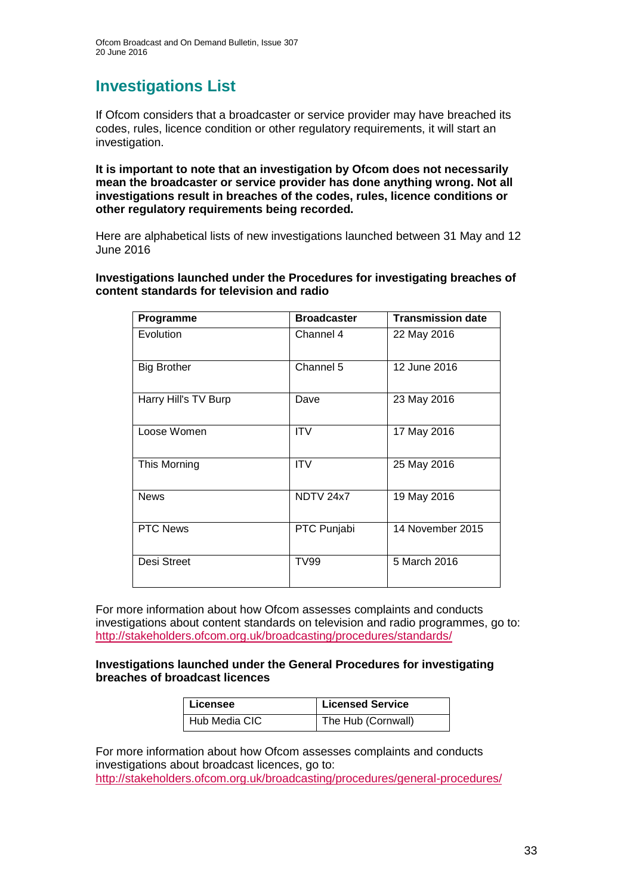# Investigations List

If Ofcom considers that a broadcaster or service provider may have breached its codes, rules, licence condition or other regulatory requirements, it will start an investigation.

**It is important to note that an investigation by Ofcom does not necessarily mean the broadcaster or service provider has done anything wrong. Not all investigations result in breaches of the codes, rules, licence conditions or other regulatory requirements being recorded.**

Here are alphabetical lists of new investigations launched between 31 May and 12 June 2016

**Investigations launched under the Procedures for investigating breaches of content standards for television and radio**

| Programme | Broadcaster | Transmission date |
|---|---|---|
| Evolution | Channel 4 | 22 May 2016 |
| Big Brother | Channel 5 | 12 June 2016 |
| Harry Hill's TV Burp | Dave | 23 May 2016 |
| Loose Women | ITV | 17 May 2016 |
| This Morning | ITV | 25 May 2016 |
| News | NDTV 24x7 | 19 May 2016 |
| PTC News | PTC Punjabi | 14 November 2015 |
| Desi Street | TV99 | 5 March 2016 |

For more information about how Ofcom assesses complaints and conducts investigations about content standards on television and radio programmes, go to: http://stakeholders.ofcom.org.uk/broadcasting/procedures/standards/

**Investigations launched under the General Procedures for investigating breaches of broadcast licences**

| Licensee | Licensed Service |
|---|---|
| Hub Media CIC | The Hub (Cornwall) |

For more information about how Ofcom assesses complaints and conducts investigations about broadcast licences, go to: http://stakeholders.ofcom.org.uk/broadcasting/procedures/general-procedures/